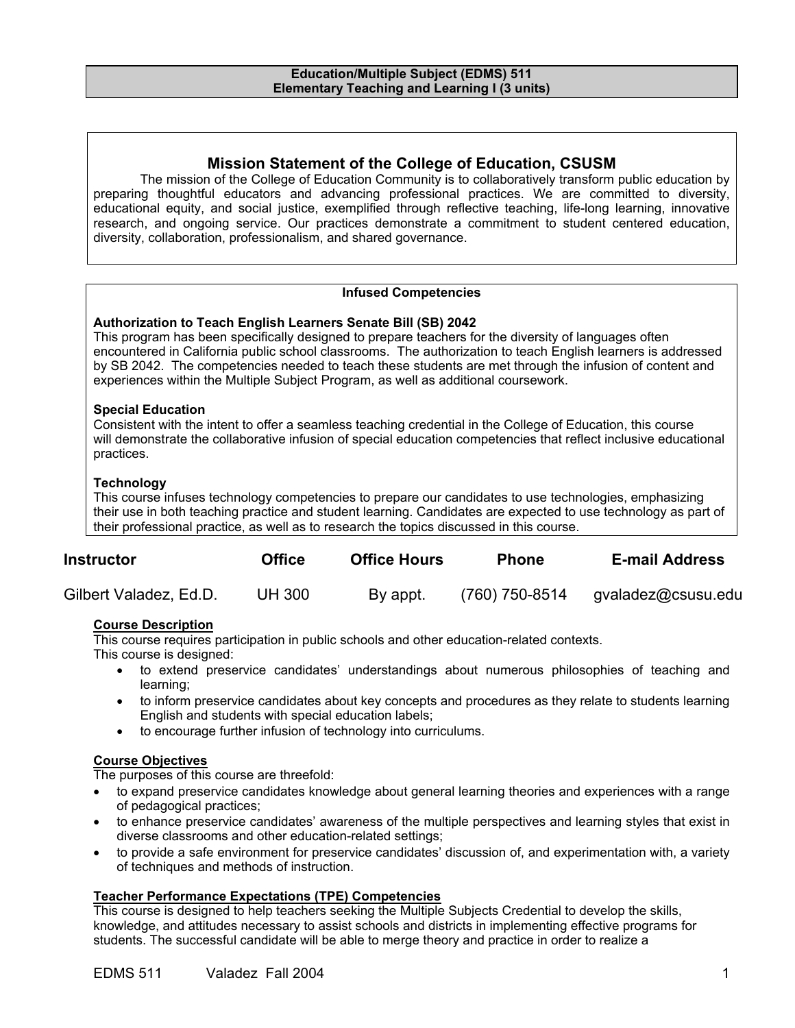**Education/Multiple Subject (EDMS) 511**
**Elementary Teaching and Learning I (3 units)**

## Mission Statement of the College of Education, CSUSM

The mission of the College of Education Community is to collaboratively transform public education by preparing thoughtful educators and advancing professional practices. We are committed to diversity, educational equity, and social justice, exemplified through reflective teaching, life-long learning, innovative research, and ongoing service. Our practices demonstrate a commitment to student centered education, diversity, collaboration, professionalism, and shared governance.

**Infused Competencies**

**Authorization to Teach English Learners Senate Bill (SB) 2042**
This program has been specifically designed to prepare teachers for the diversity of languages often encountered in California public school classrooms. The authorization to teach English learners is addressed by SB 2042. The competencies needed to teach these students are met through the infusion of content and experiences within the Multiple Subject Program, as well as additional coursework.

**Special Education**
Consistent with the intent to offer a seamless teaching credential in the College of Education, this course will demonstrate the collaborative infusion of special education competencies that reflect inclusive educational practices.

**Technology**
This course infuses technology competencies to prepare our candidates to use technologies, emphasizing their use in both teaching practice and student learning. Candidates are expected to use technology as part of their professional practice, as well as to research the topics discussed in this course.

| Instructor | Office | Office Hours | Phone | E-mail Address |
|---|---|---|---|---|
| Gilbert Valadez, Ed.D. | UH 300 | By appt. | (760) 750-8514 | gvaladez@csusu.edu |

**Course Description**
This course requires participation in public schools and other education-related contexts.
This course is designed:

- to extend preservice candidates' understandings about numerous philosophies of teaching and learning;
- to inform preservice candidates about key concepts and procedures as they relate to students learning English and students with special education labels;
- to encourage further infusion of technology into curriculums.

**Course Objectives**
The purposes of this course are threefold:

- to expand preservice candidates knowledge about general learning theories and experiences with a range of pedagogical practices;
- to enhance preservice candidates' awareness of the multiple perspectives and learning styles that exist in diverse classrooms and other education-related settings;
- to provide a safe environment for preservice candidates' discussion of, and experimentation with, a variety of techniques and methods of instruction.

**Teacher Performance Expectations (TPE) Competencies**
This course is designed to help teachers seeking the Multiple Subjects Credential to develop the skills, knowledge, and attitudes necessary to assist schools and districts in implementing effective programs for students. The successful candidate will be able to merge theory and practice in order to realize a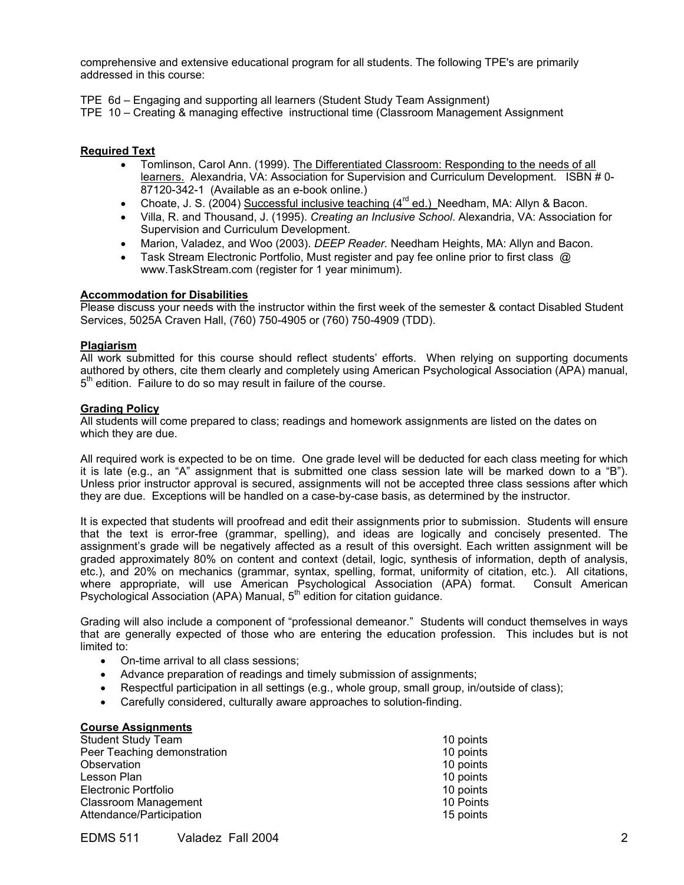comprehensive and extensive educational program for all students. The following TPE's are primarily addressed in this course:

TPE 6d – Engaging and supporting all learners (Student Study Team Assignment)
TPE 10 – Creating & managing effective instructional time (Classroom Management Assignment

**Required Text**

- Tomlinson, Carol Ann. (1999). The Differentiated Classroom: Responding to the needs of all learners. Alexandria, VA: Association for Supervision and Curriculum Development. ISBN # 0-87120-342-1 (Available as an e-book online.)
- Choate, J. S. (2004) Successful inclusive teaching (4th ed.) Needham, MA: Allyn & Bacon.
- Villa, R. and Thousand, J. (1995). *Creating an Inclusive School*. Alexandria, VA: Association for Supervision and Curriculum Development.
- Marion, Valadez, and Woo (2003). *DEEP Reader.* Needham Heights, MA: Allyn and Bacon.
- Task Stream Electronic Portfolio, Must register and pay fee online prior to first class @ www.TaskStream.com (register for 1 year minimum).

**Accommodation for Disabilities**

Please discuss your needs with the instructor within the first week of the semester & contact Disabled Student Services, 5025A Craven Hall, (760) 750-4905 or (760) 750-4909 (TDD).

**Plagiarism**

All work submitted for this course should reflect students' efforts. When relying on supporting documents authored by others, cite them clearly and completely using American Psychological Association (APA) manual, 5th edition. Failure to do so may result in failure of the course.

**Grading Policy**

All students will come prepared to class; readings and homework assignments are listed on the dates on which they are due.

All required work is expected to be on time. One grade level will be deducted for each class meeting for which it is late (e.g., an "A" assignment that is submitted one class session late will be marked down to a "B"). Unless prior instructor approval is secured, assignments will not be accepted three class sessions after which they are due. Exceptions will be handled on a case-by-case basis, as determined by the instructor.

It is expected that students will proofread and edit their assignments prior to submission. Students will ensure that the text is error-free (grammar, spelling), and ideas are logically and concisely presented. The assignment's grade will be negatively affected as a result of this oversight. Each written assignment will be graded approximately 80% on content and context (detail, logic, synthesis of information, depth of analysis, etc.), and 20% on mechanics (grammar, syntax, spelling, format, uniformity of citation, etc.). All citations, where appropriate, will use American Psychological Association (APA) format. Consult American Psychological Association (APA) Manual, 5th edition for citation guidance.

Grading will also include a component of "professional demeanor." Students will conduct themselves in ways that are generally expected of those who are entering the education profession. This includes but is not limited to:

- On-time arrival to all class sessions;
- Advance preparation of readings and timely submission of assignments;
- Respectful participation in all settings (e.g., whole group, small group, in/outside of class);
- Carefully considered, culturally aware approaches to solution-finding.

**Course Assignments**

| | |
|---|---|
| Student Study Team | 10 points |
| Peer Teaching demonstration | 10 points |
| Observation | 10 points |
| Lesson Plan | 10 points |
| Electronic Portfolio | 10 points |
| Classroom Management | 10 Points |
| Attendance/Participation | 15 points |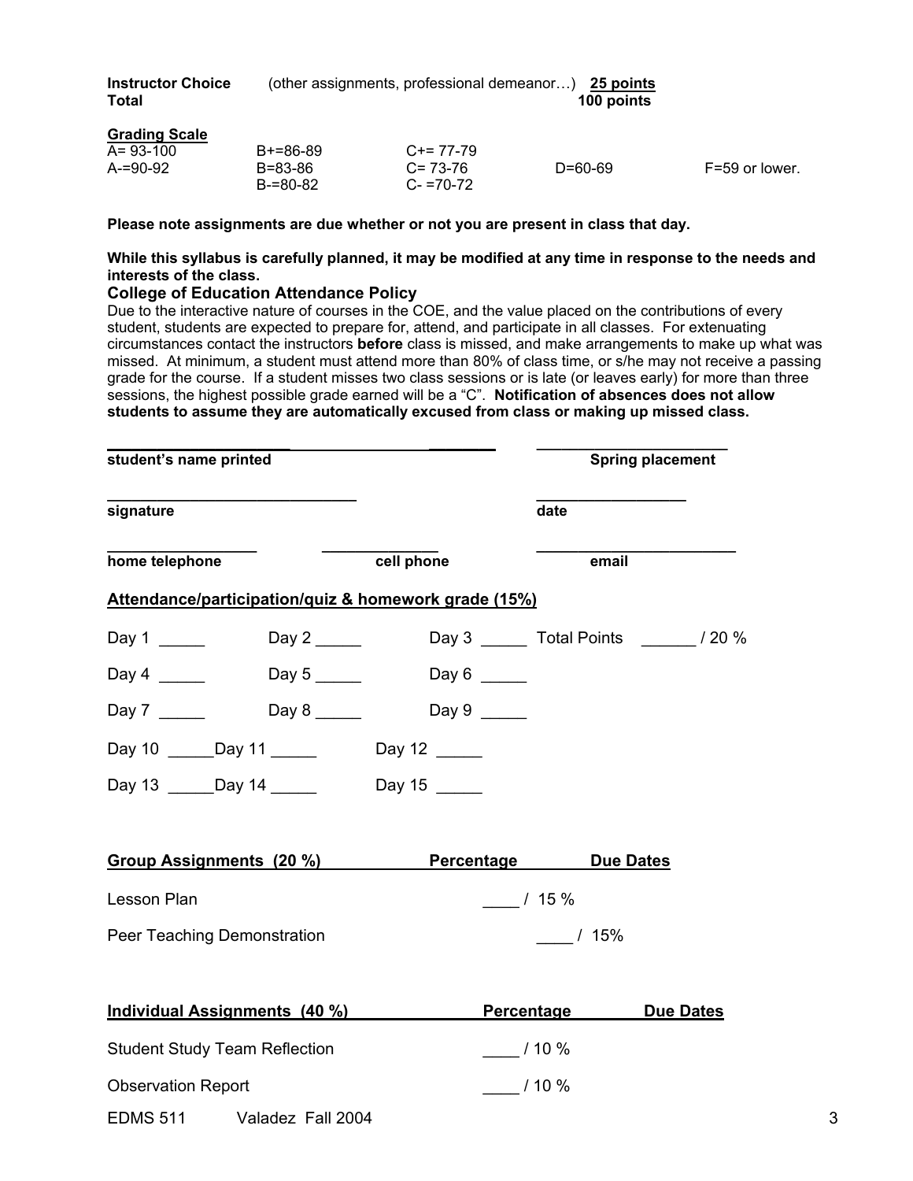| | | |
|---|---|---|
| **Instructor Choice** | (other assignments, professional demeanor…) | **25 points** |
| **Total** | | **100 points** |

**Grading Scale**

| | | | | |
|---|---|---|---|---|
| A= 93-100 | B+=86-89 | C+= 77-79 | | |
| A-=90-92 | B=83-86 | C= 73-76 | D=60-69 | F=59 or lower. |
| | B-=80-82 | C- =70-72 | | |

**Please note assignments are due whether or not you are present in class that day.**

**While this syllabus is carefully planned, it may be modified at any time in response to the needs and interests of the class.**

### College of Education Attendance Policy

Due to the interactive nature of courses in the COE, and the value placed on the contributions of every student, students are expected to prepare for, attend, and participate in all classes. For extenuating circumstances contact the instructors **before** class is missed, and make arrangements to make up what was missed. At minimum, a student must attend more than 80% of class time, or s/he may not receive a passing grade for the course. If a student misses two class sessions or is late (or leaves early) for more than three sessions, the highest possible grade earned will be a "C". **Notification of absences does not allow students to assume they are automatically excused from class or making up missed class.**

______________________ ______________ ________ **student's name printed** ______________________ **Spring placement**

____________________________ **signature** _________________ **date**

_________________ **home telephone** ______________ **cell phone** _______________________ **email**

**Attendance/participation/quiz & homework grade (15%)**

Day 1 _____ Day 2 _____ Day 3 _____ Total Points ______ / 20 %

Day 4 _____ Day 5 _____ Day 6 _____

Day 7 _____ Day 8 _____ Day 9 _____

Day 10 _____ Day 11 _____ Day 12 _____

Day 13 _____ Day 14 _____ Day 15 _____

| **Group Assignments (20 %)** | **Percentage** | **Due Dates** |
|---|---|---|
| Lesson Plan | ____ / 15 % | |
| Peer Teaching Demonstration | ____ / 15% | |

| **Individual Assignments (40 %)** | **Percentage** | **Due Dates** |
|---|---|---|
| Student Study Team Reflection | ____ / 10 % | |
| Observation Report | ____ / 10 % | |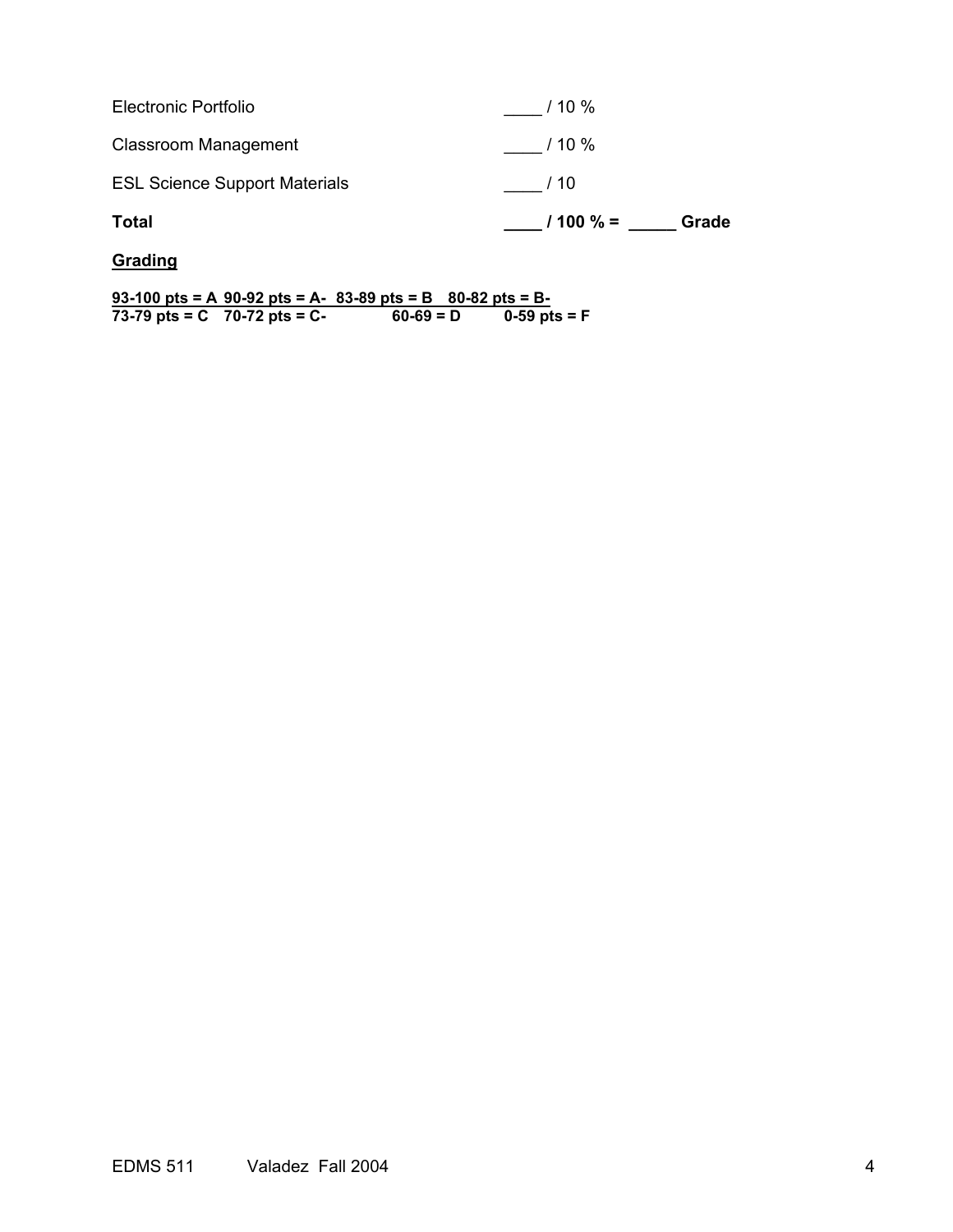| | |
|---|---|
| Electronic Portfolio | ____ / 10 % |
| Classroom Management | ____ / 10 % |
| ESL Science Support Materials | ____ / 10 |
| **Total** | **____ / 100 % = _____ Grade** |

**Grading**

**93-100 pts = A 90-92 pts = A- 83-89 pts = B 80-82 pts = B-**
**73-79 pts = C 70-72 pts = C- 60-69 = D 0-59 pts = F**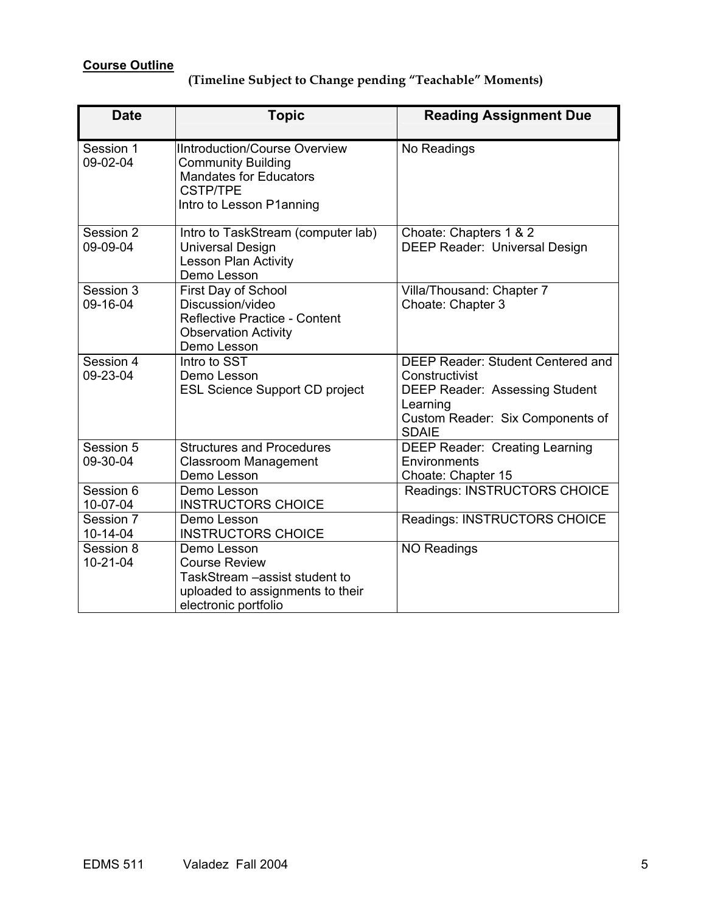**Course Outline**

**(Timeline Subject to Change pending "Teachable" Moments)**

| Date | Topic | Reading Assignment Due |
|---|---|---|
| Session 1 09-02-04 | IIntroduction/Course Overview Community Building Mandates for Educators CSTP/TPE Intro to Lesson P1anning | No Readings |
| Session 2 09-09-04 | Intro to TaskStream (computer lab) Universal Design Lesson Plan Activity Demo Lesson | Choate: Chapters 1 & 2 DEEP Reader: Universal Design |
| Session 3 09-16-04 | First Day of School Discussion/video Reflective Practice - Content Observation Activity Demo Lesson | Villa/Thousand: Chapter 7 Choate: Chapter 3 |
| Session 4 09-23-04 | Intro to SST Demo Lesson ESL Science Support CD project | DEEP Reader: Student Centered and Constructivist DEEP Reader: Assessing Student Learning Custom Reader: Six Components of SDAIE |
| Session 5 09-30-04 | Structures and Procedures Classroom Management Demo Lesson | DEEP Reader: Creating Learning Environments Choate: Chapter 15 |
| Session 6 10-07-04 | Demo Lesson INSTRUCTORS CHOICE | Readings: INSTRUCTORS CHOICE |
| Session 7 10-14-04 | Demo Lesson INSTRUCTORS CHOICE | Readings: INSTRUCTORS CHOICE |
| Session 8 10-21-04 | Demo Lesson Course Review TaskStream –assist student to uploaded to assignments to their electronic portfolio | NO Readings |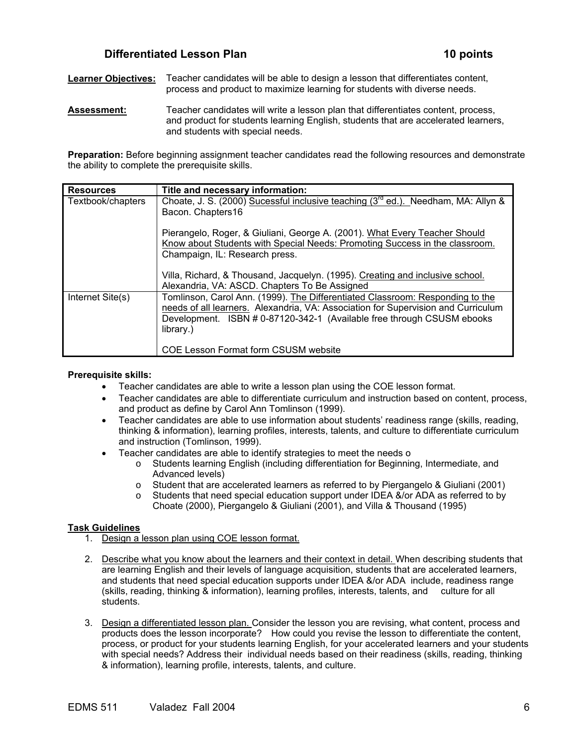## Differentiated Lesson Plan 10 points

**Learner Objectives:** Teacher candidates will be able to design a lesson that differentiates content, process and product to maximize learning for students with diverse needs.

**Assessment:** Teacher candidates will write a lesson plan that differentiates content, process, and product for students learning English, students that are accelerated learners, and students with special needs.

**Preparation:** Before beginning assignment teacher candidates read the following resources and demonstrate the ability to complete the prerequisite skills.

| Resources | Title and necessary information: |
|---|---|
| Textbook/chapters | Choate, J. S. (2000) Sucessful inclusive teaching (3rd ed.). Needham, MA: Allyn & Bacon. Chapters16<br><br>Pierangelo, Roger, & Giuliani, George A. (2001). What Every Teacher Should Know about Students with Special Needs: Promoting Success in the classroom. Champaign, IL: Research press.<br><br>Villa, Richard, & Thousand, Jacquelyn. (1995). Creating and inclusive school. Alexandria, VA: ASCD. Chapters To Be Assigned |
| Internet Site(s) | Tomlinson, Carol Ann. (1999). The Differentiated Classroom: Responding to the needs of all learners. Alexandria, VA: Association for Supervision and Curriculum Development. ISBN # 0-87120-342-1 (Available free through CSUSM ebooks library.)<br><br>COE Lesson Format form CSUSM website |

**Prerequisite skills:**

- Teacher candidates are able to write a lesson plan using the COE lesson format.
- Teacher candidates are able to differentiate curriculum and instruction based on content, process, and product as define by Carol Ann Tomlinson (1999).
- Teacher candidates are able to use information about students' readiness range (skills, reading, thinking & information), learning profiles, interests, talents, and culture to differentiate curriculum and instruction (Tomlinson, 1999).
- Teacher candidates are able to identify strategies to meet the needs o
  - Students learning English (including differentiation for Beginning, Intermediate, and Advanced levels)
  - Student that are accelerated learners as referred to by Piergangelo & Giuliani (2001)
  - Students that need special education support under IDEA &/or ADA as referred to by Choate (2000), Piergangelo & Giuliani (2001), and Villa & Thousand (1995)

**Task Guidelines**

1. Design a lesson plan using COE lesson format.
2. Describe what you know about the learners and their context in detail. When describing students that are learning English and their levels of language acquisition, students that are accelerated learners, and students that need special education supports under IDEA &/or ADA include, readiness range (skills, reading, thinking & information), learning profiles, interests, talents, and culture for all students.
3. Design a differentiated lesson plan. Consider the lesson you are revising, what content, process and products does the lesson incorporate? How could you revise the lesson to differentiate the content, process, or product for your students learning English, for your accelerated learners and your students with special needs? Address their individual needs based on their readiness (skills, reading, thinking & information), learning profile, interests, talents, and culture.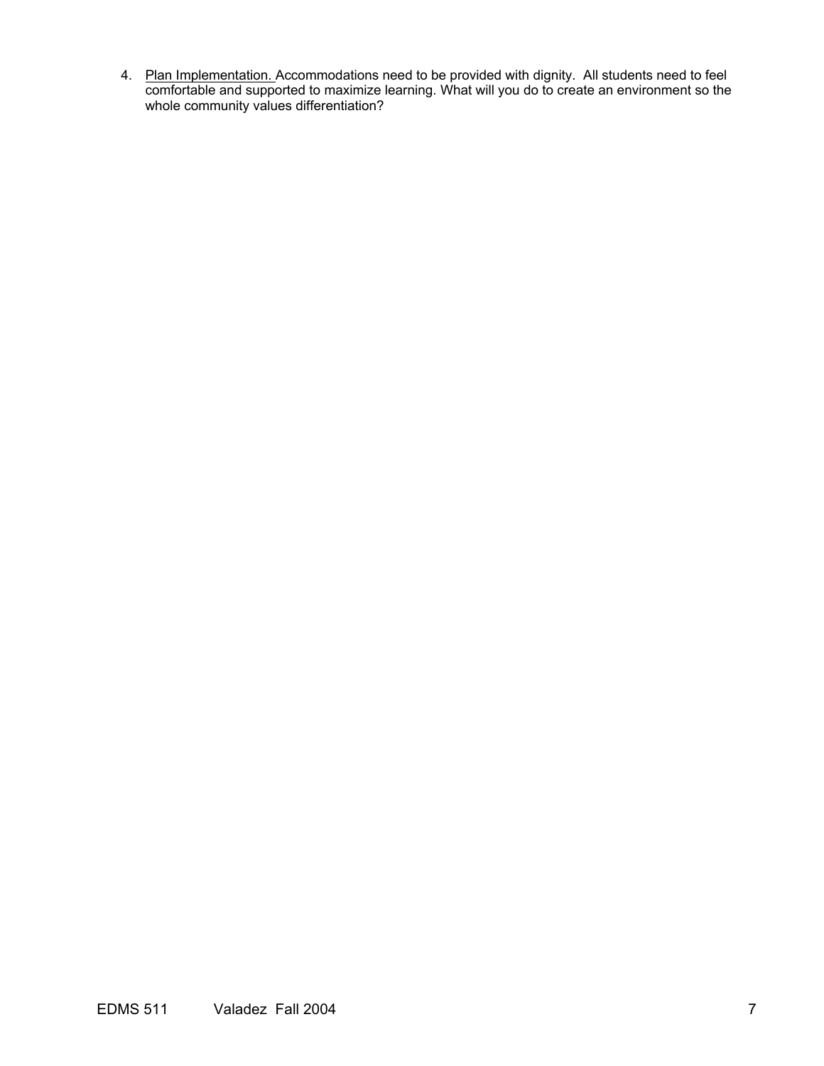4. <u>Plan Implementation.</u> Accommodations need to be provided with dignity. All students need to feel comfortable and supported to maximize learning. What will you do to create an environment so the whole community values differentiation?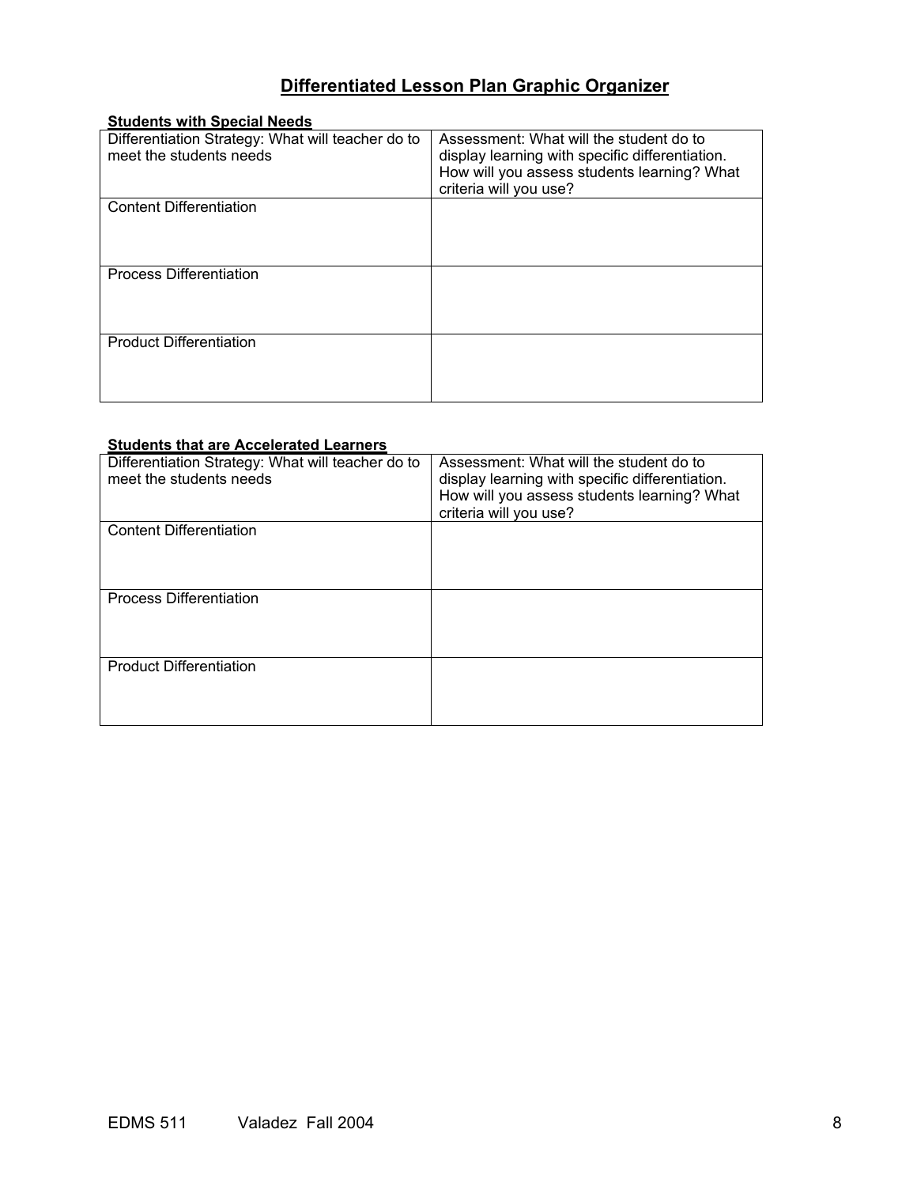# Differentiated Lesson Plan Graphic Organizer

**Students with Special Needs**

| Differentiation Strategy: What will teacher do to meet the students needs | Assessment: What will the student do to display learning with specific differentiation. How will you assess students learning? What criteria will you use? |
|---|---|
| Content Differentiation | |
| Process Differentiation | |
| Product Differentiation | |

**Students that are Accelerated Learners**

| Differentiation Strategy: What will teacher do to meet the students needs | Assessment: What will the student do to display learning with specific differentiation. How will you assess students learning? What criteria will you use? |
|---|---|
| Content Differentiation | |
| Process Differentiation | |
| Product Differentiation | |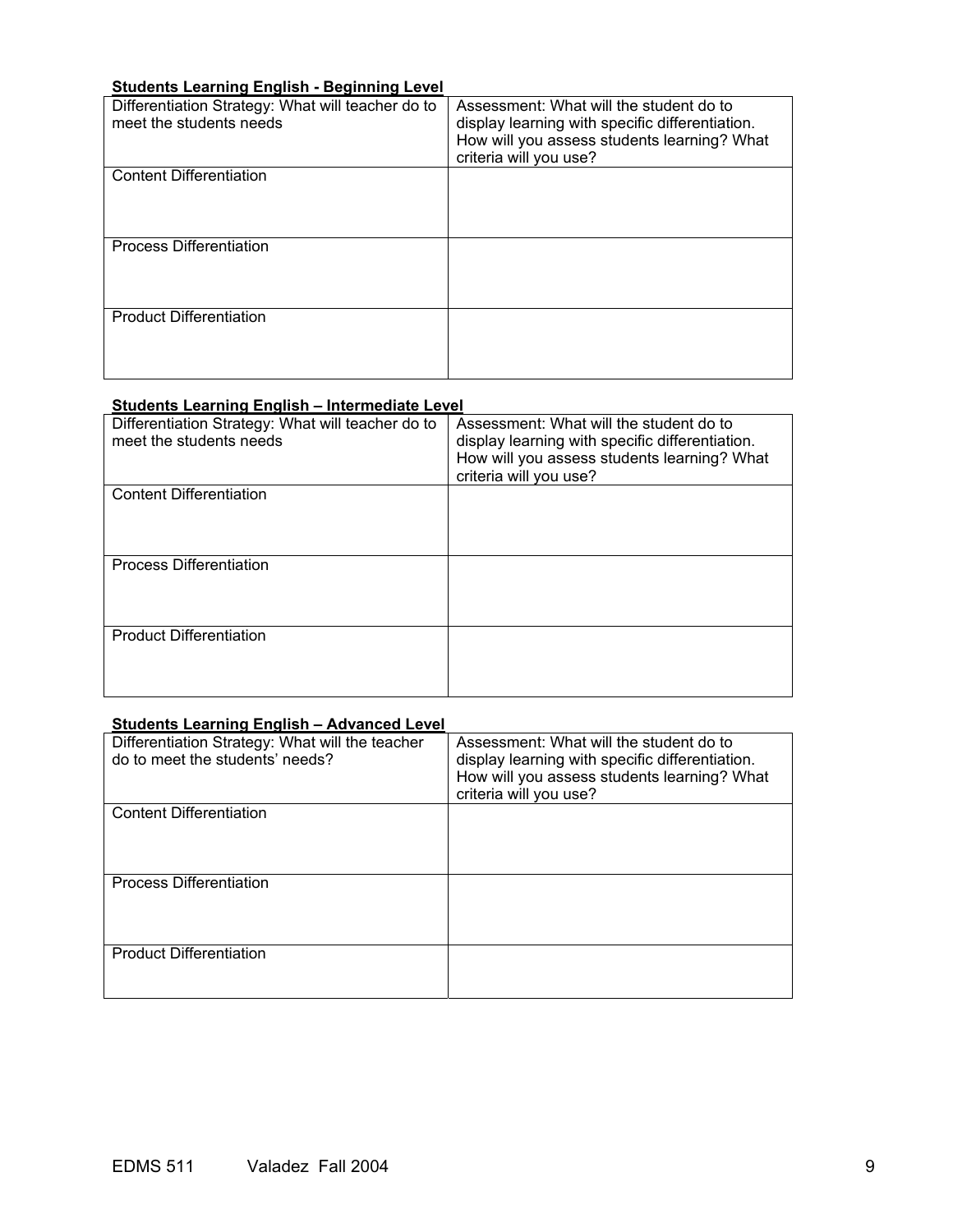**Students Learning English - Beginning Level**

| Differentiation Strategy: What will teacher do to meet the students needs | Assessment: What will the student do to display learning with specific differentiation. How will you assess students learning? What criteria will you use? |
|---|---|
| Content Differentiation | |
| Process Differentiation | |
| Product Differentiation | |

**Students Learning English – Intermediate Level**

| Differentiation Strategy: What will teacher do to meet the students needs | Assessment: What will the student do to display learning with specific differentiation. How will you assess students learning? What criteria will you use? |
|---|---|
| Content Differentiation | |
| Process Differentiation | |
| Product Differentiation | |

**Students Learning English – Advanced Level**

| Differentiation Strategy: What will the teacher do to meet the students' needs? | Assessment: What will the student do to display learning with specific differentiation. How will you assess students learning? What criteria will you use? |
|---|---|
| Content Differentiation | |
| Process Differentiation | |
| Product Differentiation | |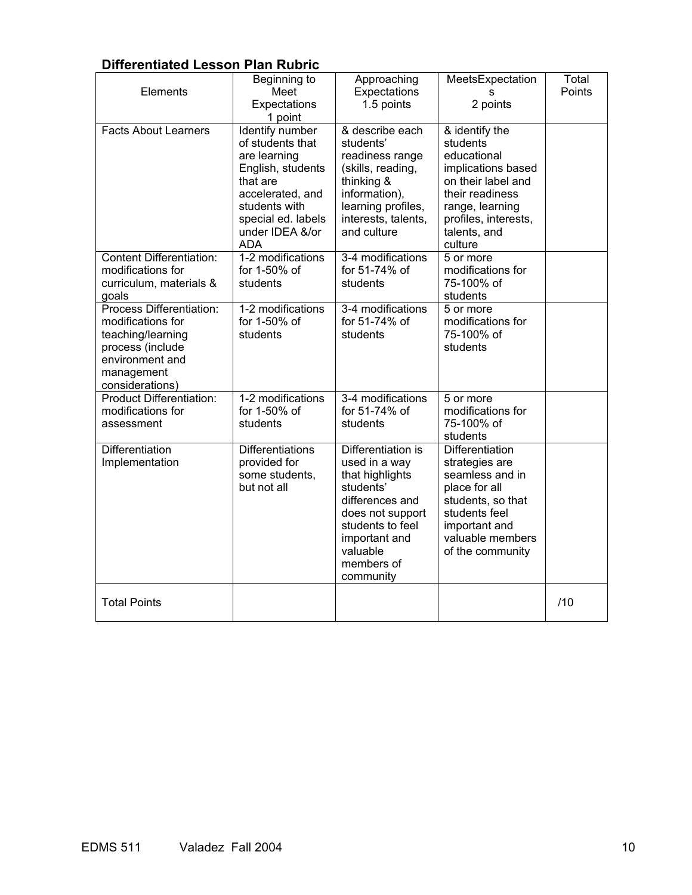### Differentiated Lesson Plan Rubric

| Elements | Beginning to Meet Expectations 1 point | Approaching Expectations 1.5 points | MeetsExpectations 2 points | Total Points |
|---|---|---|---|---|
| Facts About Learners | Identify number of students that are learning English, students that are accelerated, and students with special ed. labels under IDEA &/or ADA | & describe each students' readiness range (skills, reading, thinking & information), learning profiles, interests, talents, and culture | & identify the students educational implications based on their label and their readiness range, learning profiles, interests, talents, and culture | |
| Content Differentiation: modifications for curriculum, materials & goals | 1-2 modifications for 1-50% of students | 3-4 modifications for 51-74% of students | 5 or more modifications for 75-100% of students | |
| Process Differentiation: modifications for teaching/learning process (include environment and management considerations) | 1-2 modifications for 1-50% of students | 3-4 modifications for 51-74% of students | 5 or more modifications for 75-100% of students | |
| Product Differentiation: modifications for assessment | 1-2 modifications for 1-50% of students | 3-4 modifications for 51-74% of students | 5 or more modifications for 75-100% of students | |
| Differentiation Implementation | Differentiations provided for some students, but not all | Differentiation is used in a way that highlights students' differences and does not support students to feel important and valuable members of community | Differentiation strategies are seamless and in place for all students, so that students feel important and valuable members of the community | |
| Total Points | | | | /10 |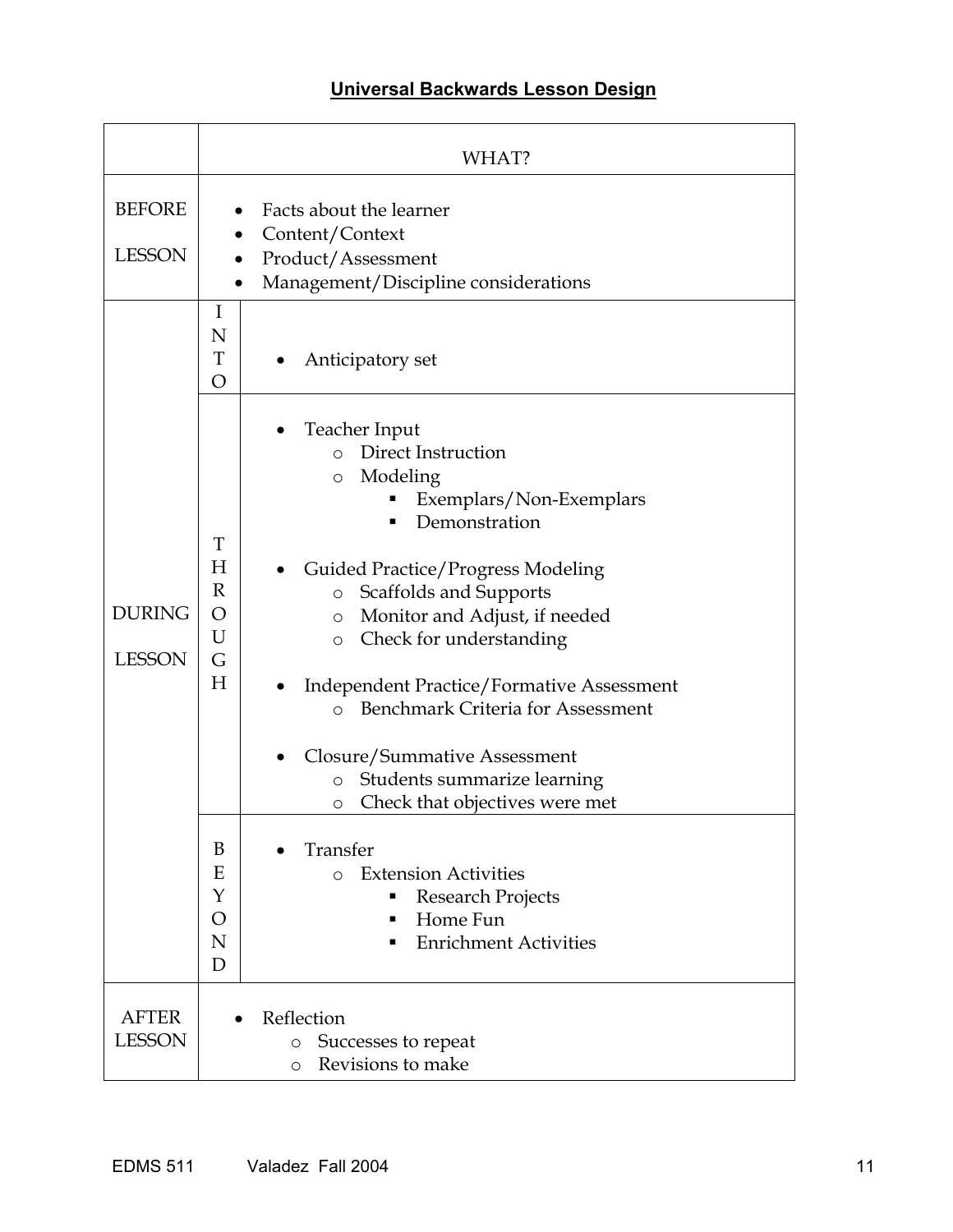## Universal Backwards Lesson Design

| | | WHAT? |
|---|---|---|
| BEFORE LESSON | | • Facts about the learner<br>• Content/Context<br>• Product/Assessment<br>• Management/Discipline considerations |
| DURING LESSON | INTO | • Anticipatory set |
| | THROUGH | • Teacher Input<br>&nbsp;&nbsp;&nbsp;&nbsp;o Direct Instruction<br>&nbsp;&nbsp;&nbsp;&nbsp;o Modeling<br>&nbsp;&nbsp;&nbsp;&nbsp;&nbsp;&nbsp;&nbsp;&nbsp;▪ Exemplars/Non-Exemplars<br>&nbsp;&nbsp;&nbsp;&nbsp;&nbsp;&nbsp;&nbsp;&nbsp;▪ Demonstration<br><br>• Guided Practice/Progress Modeling<br>&nbsp;&nbsp;&nbsp;&nbsp;o Scaffolds and Supports<br>&nbsp;&nbsp;&nbsp;&nbsp;o Monitor and Adjust, if needed<br>&nbsp;&nbsp;&nbsp;&nbsp;o Check for understanding<br><br>• Independent Practice/Formative Assessment<br>&nbsp;&nbsp;&nbsp;&nbsp;o Benchmark Criteria for Assessment<br><br>• Closure/Summative Assessment<br>&nbsp;&nbsp;&nbsp;&nbsp;o Students summarize learning<br>&nbsp;&nbsp;&nbsp;&nbsp;o Check that objectives were met |
| | BEYOND | • Transfer<br>&nbsp;&nbsp;&nbsp;&nbsp;o Extension Activities<br>&nbsp;&nbsp;&nbsp;&nbsp;&nbsp;&nbsp;&nbsp;&nbsp;▪ Research Projects<br>&nbsp;&nbsp;&nbsp;&nbsp;&nbsp;&nbsp;&nbsp;&nbsp;▪ Home Fun<br>&nbsp;&nbsp;&nbsp;&nbsp;&nbsp;&nbsp;&nbsp;&nbsp;▪ Enrichment Activities |
| AFTER LESSON | | • Reflection<br>&nbsp;&nbsp;&nbsp;&nbsp;o Successes to repeat<br>&nbsp;&nbsp;&nbsp;&nbsp;o Revisions to make |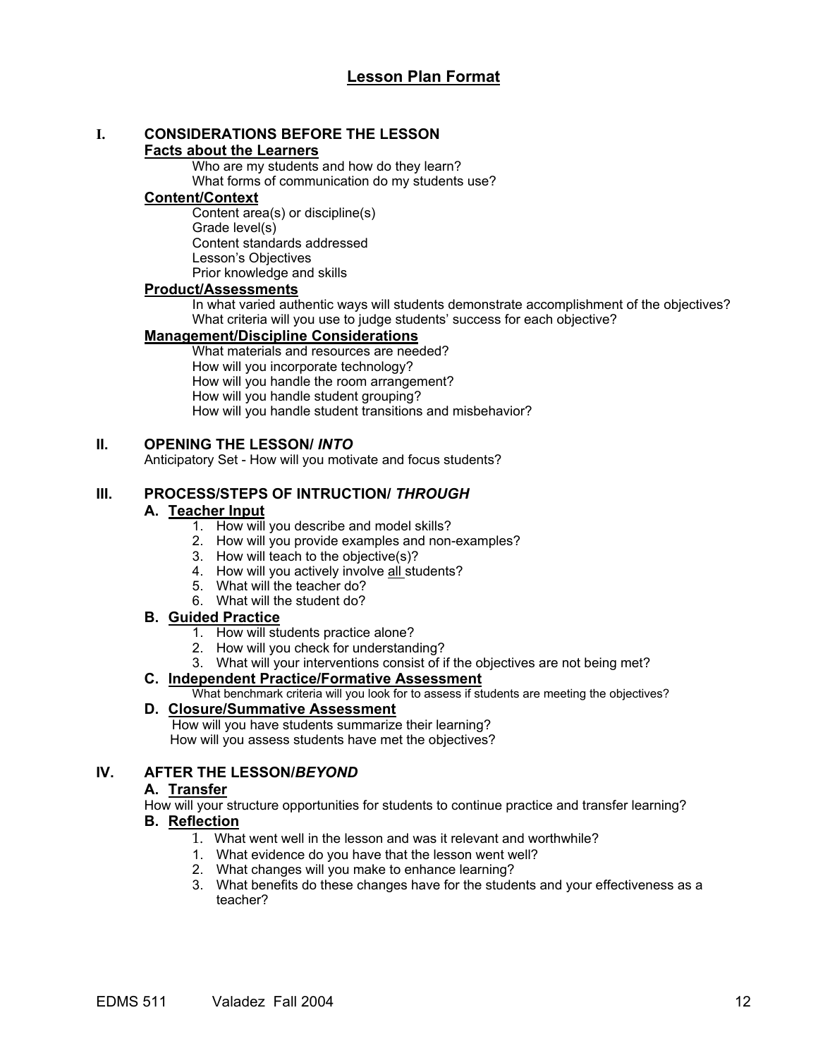# Lesson Plan Format

## I. CONSIDERATIONS BEFORE THE LESSON

### Facts about the Learners

Who are my students and how do they learn?
What forms of communication do my students use?

### Content/Context

Content area(s) or discipline(s)
Grade level(s)
Content standards addressed
Lesson's Objectives
Prior knowledge and skills

### Product/Assessments

In what varied authentic ways will students demonstrate accomplishment of the objectives?
What criteria will you use to judge students' success for each objective?

### Management/Discipline Considerations

What materials and resources are needed?
How will you incorporate technology?
How will you handle the room arrangement?
How will you handle student grouping?
How will you handle student transitions and misbehavior?

## II. OPENING THE LESSON/ *INTO*

Anticipatory Set - How will you motivate and focus students?

## III. PROCESS/STEPS OF INTRUCTION/ *THROUGH*

### A. Teacher Input

1. How will you describe and model skills?
2. How will you provide examples and non-examples?
3. How will teach to the objective(s)?
4. How will you actively involve <u>all</u> students?
5. What will the teacher do?
6. What will the student do?

### B. Guided Practice

1. How will students practice alone?
2. How will you check for understanding?
3. What will your interventions consist of if the objectives are not being met?

### C. Independent Practice/Formative Assessment

What benchmark criteria will you look for to assess if students are meeting the objectives?

### D. Closure/Summative Assessment

How will you have students summarize their learning?
How will you assess students have met the objectives?

## IV. AFTER THE LESSON/*BEYOND*

### A. Transfer

How will your structure opportunities for students to continue practice and transfer learning?

### B. Reflection

1. What went well in the lesson and was it relevant and worthwhile?
1. What evidence do you have that the lesson went well?
2. What changes will you make to enhance learning?
3. What benefits do these changes have for the students and your effectiveness as a teacher?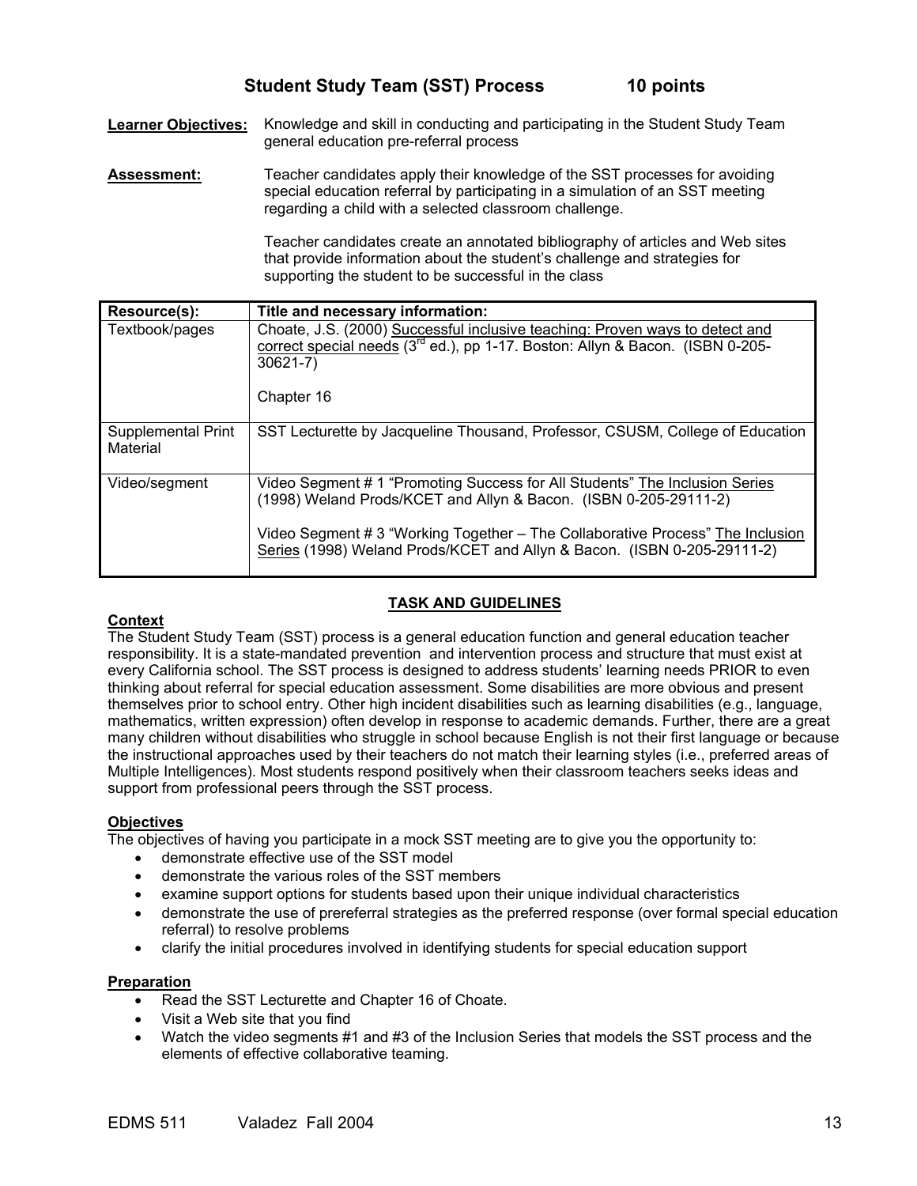# Student Study Team (SST) Process 10 points

**Learner Objectives:** Knowledge and skill in conducting and participating in the Student Study Team general education pre-referral process

**Assessment:** Teacher candidates apply their knowledge of the SST processes for avoiding special education referral by participating in a simulation of an SST meeting regarding a child with a selected classroom challenge.

Teacher candidates create an annotated bibliography of articles and Web sites that provide information about the student's challenge and strategies for supporting the student to be successful in the class

| Resource(s): | Title and necessary information: |
|---|---|
| Textbook/pages | Choate, J.S. (2000) Successful inclusive teaching: Proven ways to detect and correct special needs (3rd ed.), pp 1-17. Boston: Allyn & Bacon. (ISBN 0-205-30621-7)<br><br>Chapter 16 |
| Supplemental Print Material | SST Lecturette by Jacqueline Thousand, Professor, CSUSM, College of Education |
| Video/segment | Video Segment # 1 "Promoting Success for All Students" The Inclusion Series (1998) Weland Prods/KCET and Allyn & Bacon. (ISBN 0-205-29111-2)<br><br>Video Segment # 3 "Working Together – The Collaborative Process" The Inclusion Series (1998) Weland Prods/KCET and Allyn & Bacon. (ISBN 0-205-29111-2) |

## TASK AND GUIDELINES

**Context**

The Student Study Team (SST) process is a general education function and general education teacher responsibility. It is a state-mandated prevention and intervention process and structure that must exist at every California school. The SST process is designed to address students' learning needs PRIOR to even thinking about referral for special education assessment. Some disabilities are more obvious and present themselves prior to school entry. Other high incident disabilities such as learning disabilities (e.g., language, mathematics, written expression) often develop in response to academic demands. Further, there are a great many children without disabilities who struggle in school because English is not their first language or because the instructional approaches used by their teachers do not match their learning styles (i.e., preferred areas of Multiple Intelligences). Most students respond positively when their classroom teachers seeks ideas and support from professional peers through the SST process.

**Objectives**

The objectives of having you participate in a mock SST meeting are to give you the opportunity to:

- demonstrate effective use of the SST model
- demonstrate the various roles of the SST members
- examine support options for students based upon their unique individual characteristics
- demonstrate the use of prereferral strategies as the preferred response (over formal special education referral) to resolve problems
- clarify the initial procedures involved in identifying students for special education support

**Preparation**

- Read the SST Lecturette and Chapter 16 of Choate.
- Visit a Web site that you find
- Watch the video segments #1 and #3 of the Inclusion Series that models the SST process and the elements of effective collaborative teaming.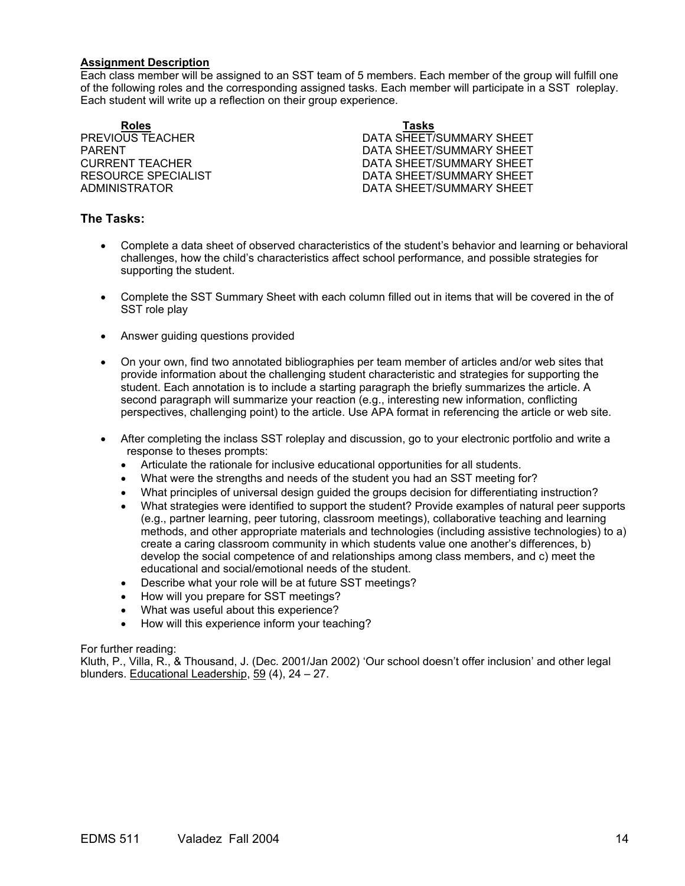**Assignment Description**

Each class member will be assigned to an SST team of 5 members. Each member of the group will fulfill one of the following roles and the corresponding assigned tasks. Each member will participate in a SST roleplay. Each student will write up a reflection on their group experience.

| Roles | Tasks |
|---|---|
| PREVIOUS TEACHER | DATA SHEET/SUMMARY SHEET |
| PARENT | DATA SHEET/SUMMARY SHEET |
| CURRENT TEACHER | DATA SHEET/SUMMARY SHEET |
| RESOURCE SPECIALIST | DATA SHEET/SUMMARY SHEET |
| ADMINISTRATOR | DATA SHEET/SUMMARY SHEET |

### The Tasks:

- Complete a data sheet of observed characteristics of the student's behavior and learning or behavioral challenges, how the child's characteristics affect school performance, and possible strategies for supporting the student.

- Complete the SST Summary Sheet with each column filled out in items that will be covered in the of SST role play

- Answer guiding questions provided

- On your own, find two annotated bibliographies per team member of articles and/or web sites that provide information about the challenging student characteristic and strategies for supporting the student. Each annotation is to include a starting paragraph the briefly summarizes the article. A second paragraph will summarize your reaction (e.g., interesting new information, conflicting perspectives, challenging point) to the article. Use APA format in referencing the article or web site.

- After completing the inclass SST roleplay and discussion, go to your electronic portfolio and write a response to theses prompts:
  - Articulate the rationale for inclusive educational opportunities for all students.
  - What were the strengths and needs of the student you had an SST meeting for?
  - What principles of universal design guided the groups decision for differentiating instruction?
  - What strategies were identified to support the student? Provide examples of natural peer supports (e.g., partner learning, peer tutoring, classroom meetings), collaborative teaching and learning methods, and other appropriate materials and technologies (including assistive technologies) to a) create a caring classroom community in which students value one another's differences, b) develop the social competence of and relationships among class members, and c) meet the educational and social/emotional needs of the student.
  - Describe what your role will be at future SST meetings?
  - How will you prepare for SST meetings?
  - What was useful about this experience?
  - How will this experience inform your teaching?

For further reading:
Kluth, P., Villa, R., & Thousand, J. (Dec. 2001/Jan 2002) 'Our school doesn't offer inclusion' and other legal blunders. Educational Leadership, 59 (4), 24 – 27.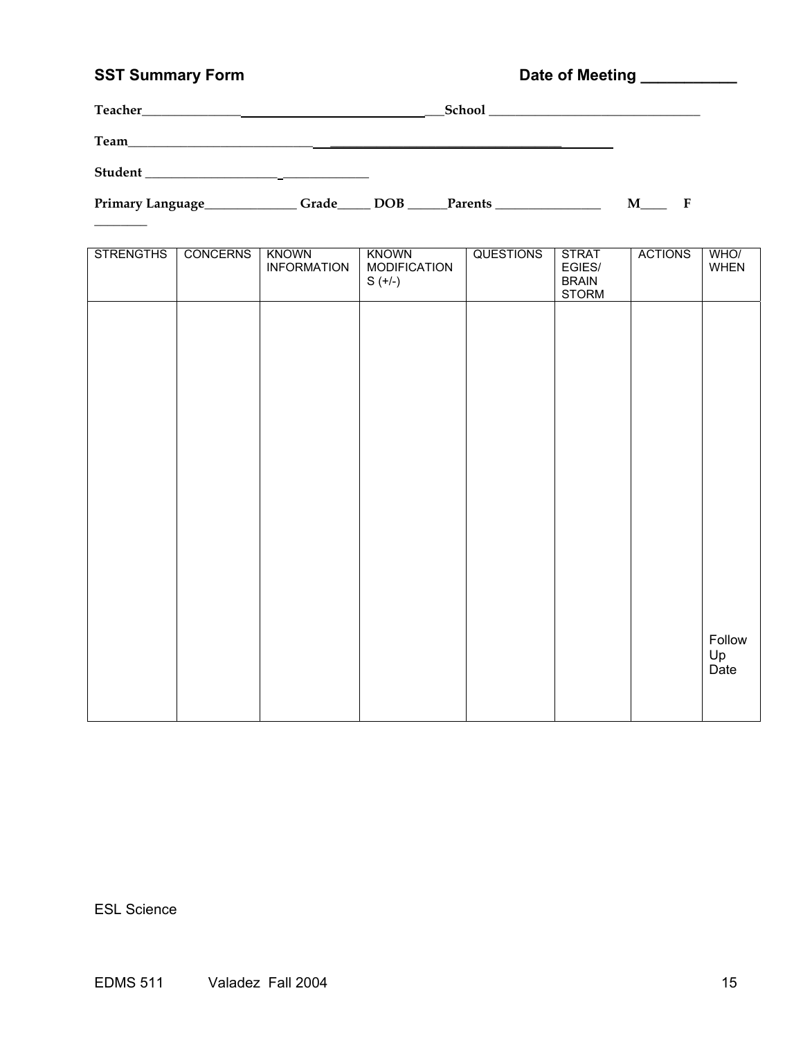**SST Summary Form** **Date of Meeting ___________**

**Teacher**_______________________________________________**School** ________________________________

**Team**___________________________________________________________________

**Student** ___________________________________

**Primary Language**______________ **Grade**_____ **DOB** ______**Parents** ________________ **M**____ **F** ________

| STRENGTHS | CONCERNS | KNOWN INFORMATION | KNOWN MODIFICATIONS (+/-) | QUESTIONS | STRATEGIES/ BRAIN STORM | ACTIONS | WHO/ WHEN |
|---|---|---|---|---|---|---|---|
| | | | | | | | Follow Up Date |

ESL Science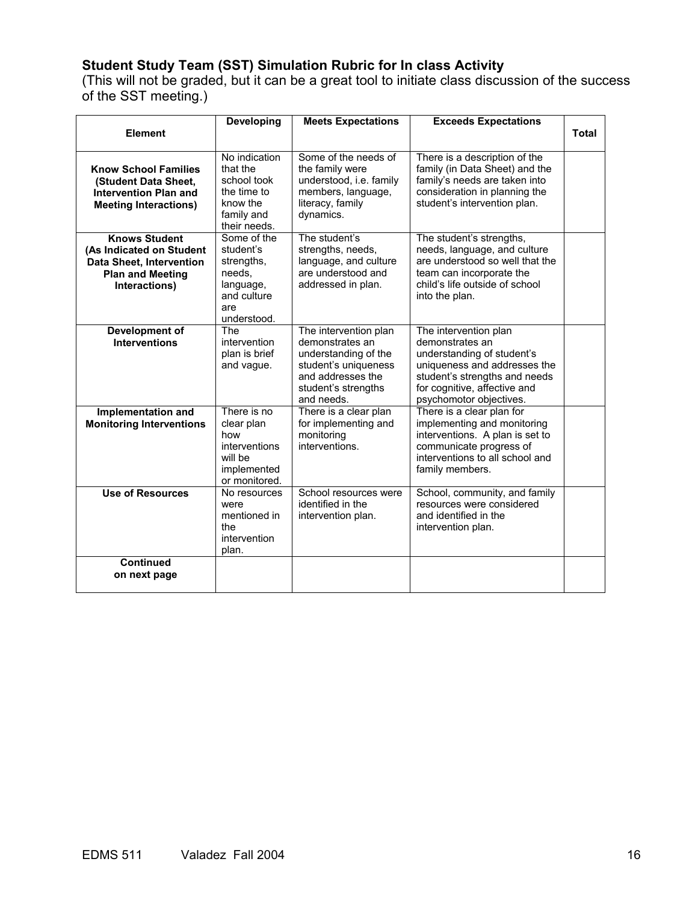### Student Study Team (SST) Simulation Rubric for In class Activity

(This will not be graded, but it can be a great tool to initiate class discussion of the success of the SST meeting.)

| Element | Developing | Meets Expectations | Exceeds Expectations | Total |
|---|---|---|---|---|
| **Know School Families (Student Data Sheet, Intervention Plan and Meeting Interactions)** | No indication that the school took the time to know the family and their needs. | Some of the needs of the family were understood, i.e. family members, language, literacy, family dynamics. | There is a description of the family (in Data Sheet) and the family's needs are taken into consideration in planning the student's intervention plan. | |
| **Knows Student (As Indicated on Student Data Sheet, Intervention Plan and Meeting Interactions)** | Some of the student's strengths, needs, language, and culture are understood. | The student's strengths, needs, language, and culture are understood and addressed in plan. | The student's strengths, needs, language, and culture are understood so well that the team can incorporate the child's life outside of school into the plan. | |
| **Development of Interventions** | The intervention plan is brief and vague. | The intervention plan demonstrates an understanding of the student's uniqueness and addresses the student's strengths and needs. | The intervention plan demonstrates an understanding of student's uniqueness and addresses the student's strengths and needs for cognitive, affective and psychomotor objectives. | |
| **Implementation and Monitoring Interventions** | There is no clear plan how interventions will be implemented or monitored. | There is a clear plan for implementing and monitoring interventions. | There is a clear plan for implementing and monitoring interventions. A plan is set to communicate progress of interventions to all school and family members. | |
| **Use of Resources** | No resources were mentioned in the intervention plan. | School resources were identified in the intervention plan. | School, community, and family resources were considered and identified in the intervention plan. | |
| **Continued on next page** | | | | |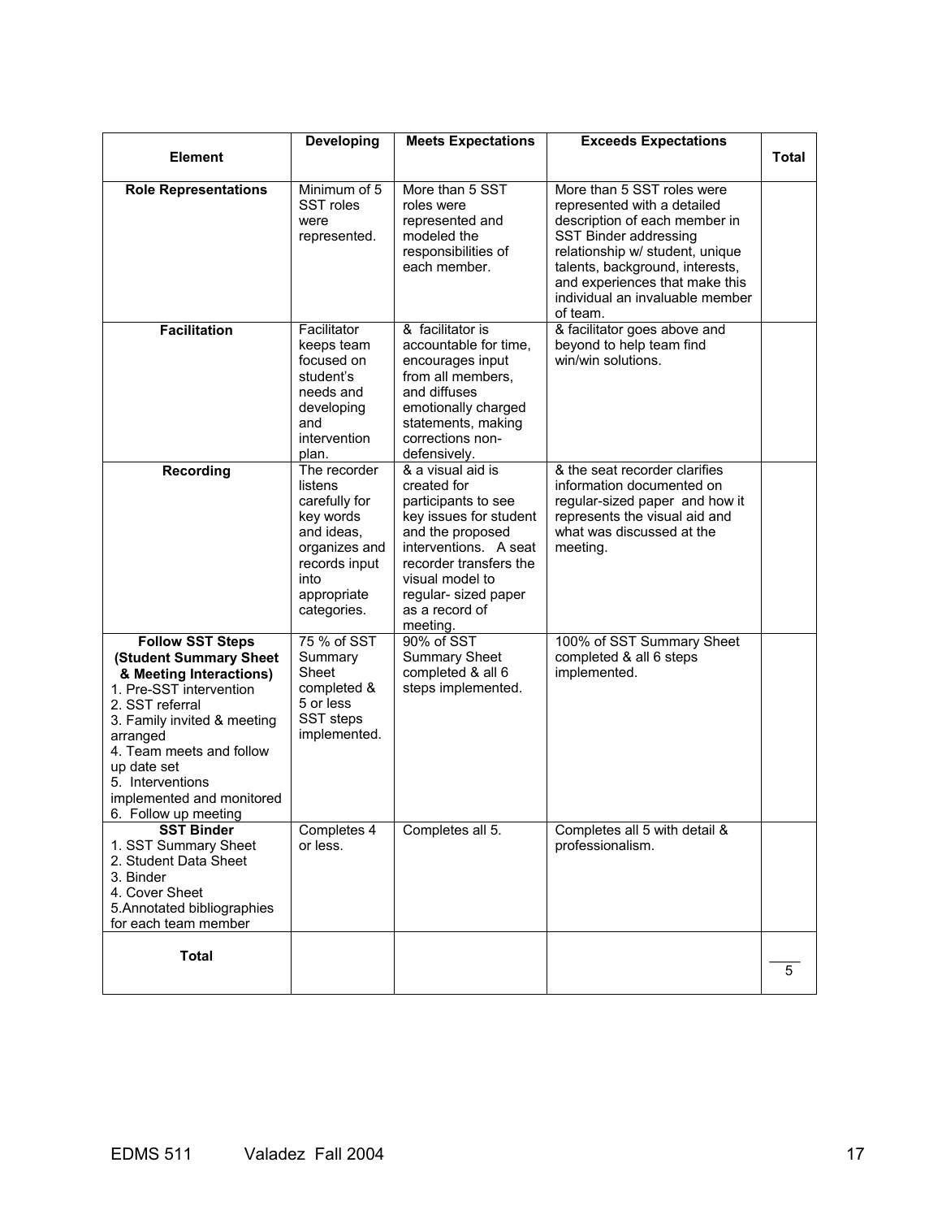| Element | Developing | Meets Expectations | Exceeds Expectations | Total |
|---|---|---|---|---|
| **Role Representations** | Minimum of 5 SST roles were represented. | More than 5 SST roles were represented and modeled the responsibilities of each member. | More than 5 SST roles were represented with a detailed description of each member in SST Binder addressing relationship w/ student, unique talents, background, interests, and experiences that make this individual an invaluable member of team. | |
| **Facilitation** | Facilitator keeps team focused on student's needs and developing and intervention plan. | & facilitator is accountable for time, encourages input from all members, and diffuses emotionally charged statements, making corrections non-defensively. | & facilitator goes above and beyond to help team find win/win solutions. | |
| **Recording** | The recorder listens carefully for key words and ideas, organizes and records input into appropriate categories. | & a visual aid is created for participants to see key issues for student and the proposed interventions. A seat recorder transfers the visual model to regular- sized paper as a record of meeting. | & the seat recorder clarifies information documented on regular-sized paper and how it represents the visual aid and what was discussed at the meeting. | |
| **Follow SST Steps (Student Summary Sheet & Meeting Interactions)**<br>1. Pre-SST intervention<br>2. SST referral<br>3. Family invited & meeting arranged<br>4. Team meets and follow up date set<br>5. Interventions implemented and monitored<br>6. Follow up meeting | 75 % of SST Summary Sheet completed & 5 or less SST steps implemented. | 90% of SST Summary Sheet completed & all 6 steps implemented. | 100% of SST Summary Sheet completed & all 6 steps implemented. | |
| **SST Binder**<br>1. SST Summary Sheet<br>2. Student Data Sheet<br>3. Binder<br>4. Cover Sheet<br>5.Annotated bibliographies for each team member | Completes 4 or less. | Completes all 5. | Completes all 5 with detail & professionalism. | |
| **Total** | | | | ____<br>5 |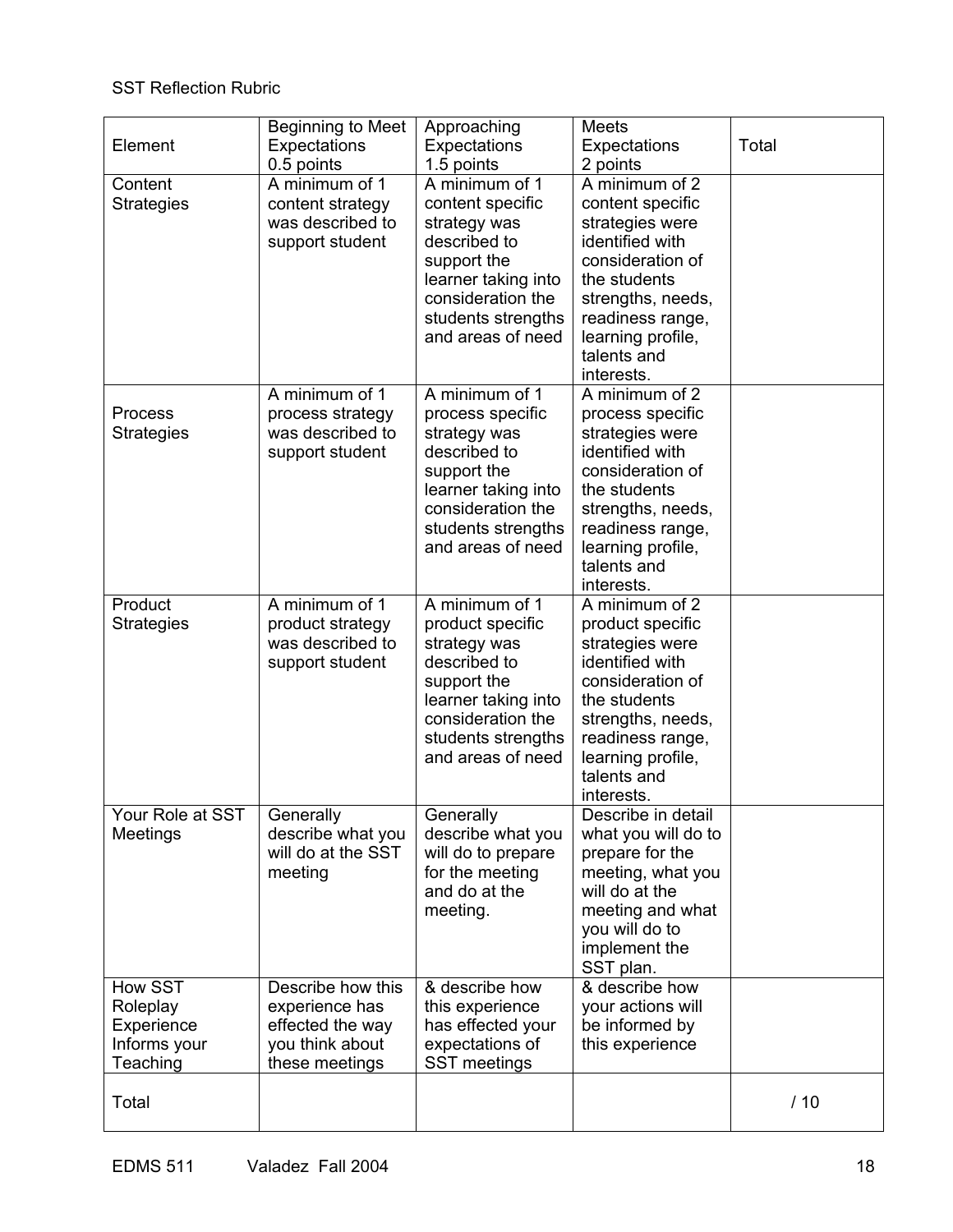SST Reflection Rubric

| Element | Beginning to Meet Expectations 0.5 points | Approaching Expectations 1.5 points | Meets Expectations 2 points | Total |
|---|---|---|---|---|
| Content Strategies | A minimum of 1 content strategy was described to support student | A minimum of 1 content specific strategy was described to support the learner taking into consideration the students strengths and areas of need | A minimum of 2 content specific strategies were identified with consideration of the students strengths, needs, readiness range, learning profile, talents and interests. | |
| Process Strategies | A minimum of 1 process strategy was described to support student | A minimum of 1 process specific strategy was described to support the learner taking into consideration the students strengths and areas of need | A minimum of 2 process specific strategies were identified with consideration of the students strengths, needs, readiness range, learning profile, talents and interests. | |
| Product Strategies | A minimum of 1 product strategy was described to support student | A minimum of 1 product specific strategy was described to support the learner taking into consideration the students strengths and areas of need | A minimum of 2 product specific strategies were identified with consideration of the students strengths, needs, readiness range, learning profile, talents and interests. | |
| Your Role at SST Meetings | Generally describe what you will do at the SST meeting | Generally describe what you will do to prepare for the meeting and do at the meeting. | Describe in detail what you will do to prepare for the meeting, what you will do at the meeting and what you will do to implement the SST plan. | |
| How SST Roleplay Experience Informs your Teaching | Describe how this experience has effected the way you think about these meetings | & describe how this experience has effected your expectations of SST meetings | & describe how your actions will be informed by this experience | |
| Total | | | | / 10 |

EDMS 511 Valadez Fall 2004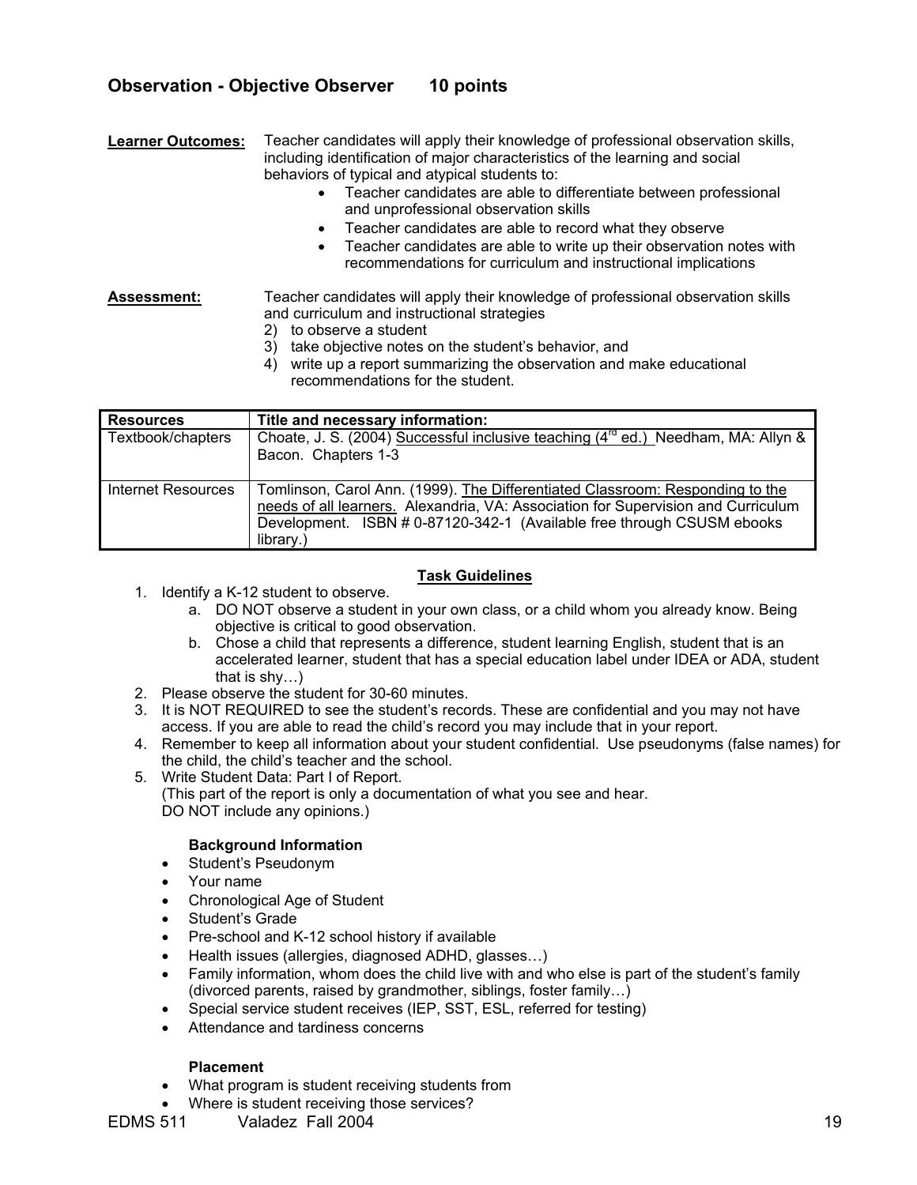## Observation - Objective Observer 10 points

**Learner Outcomes:** Teacher candidates will apply their knowledge of professional observation skills, including identification of major characteristics of the learning and social behaviors of typical and atypical students to:

- Teacher candidates are able to differentiate between professional and unprofessional observation skills
- Teacher candidates are able to record what they observe
- Teacher candidates are able to write up their observation notes with recommendations for curriculum and instructional implications

**Assessment:** Teacher candidates will apply their knowledge of professional observation skills and curriculum and instructional strategies

2) to observe a student
3) take objective notes on the student's behavior, and
4) write up a report summarizing the observation and make educational recommendations for the student.

| Resources | Title and necessary information: |
|---|---|
| Textbook/chapters | Choate, J. S. (2004) Successful inclusive teaching (4rd ed.) Needham, MA: Allyn & Bacon. Chapters 1-3 |
| Internet Resources | Tomlinson, Carol Ann. (1999). The Differentiated Classroom: Responding to the needs of all learners. Alexandria, VA: Association for Supervision and Curriculum Development. ISBN # 0-87120-342-1 (Available free through CSUSM ebooks library.) |

**Task Guidelines**

1. Identify a K-12 student to observe.
   a. DO NOT observe a student in your own class, or a child whom you already know. Being objective is critical to good observation.
   b. Chose a child that represents a difference, student learning English, student that is an accelerated learner, student that has a special education label under IDEA or ADA, student that is shy…)
2. Please observe the student for 30-60 minutes.
3. It is NOT REQUIRED to see the student's records. These are confidential and you may not have access. If you are able to read the child's record you may include that in your report.
4. Remember to keep all information about your student confidential. Use pseudonyms (false names) for the child, the child's teacher and the school.
5. Write Student Data: Part I of Report.
   (This part of the report is only a documentation of what you see and hear.
   DO NOT include any opinions.)

   **Background Information**
   - Student's Pseudonym
   - Your name
   - Chronological Age of Student
   - Student's Grade
   - Pre-school and K-12 school history if available
   - Health issues (allergies, diagnosed ADHD, glasses…)
   - Family information, whom does the child live with and who else is part of the student's family (divorced parents, raised by grandmother, siblings, foster family…)
   - Special service student receives (IEP, SST, ESL, referred for testing)
   - Attendance and tardiness concerns

   **Placement**
   - What program is student receiving students from
   - Where is student receiving those services?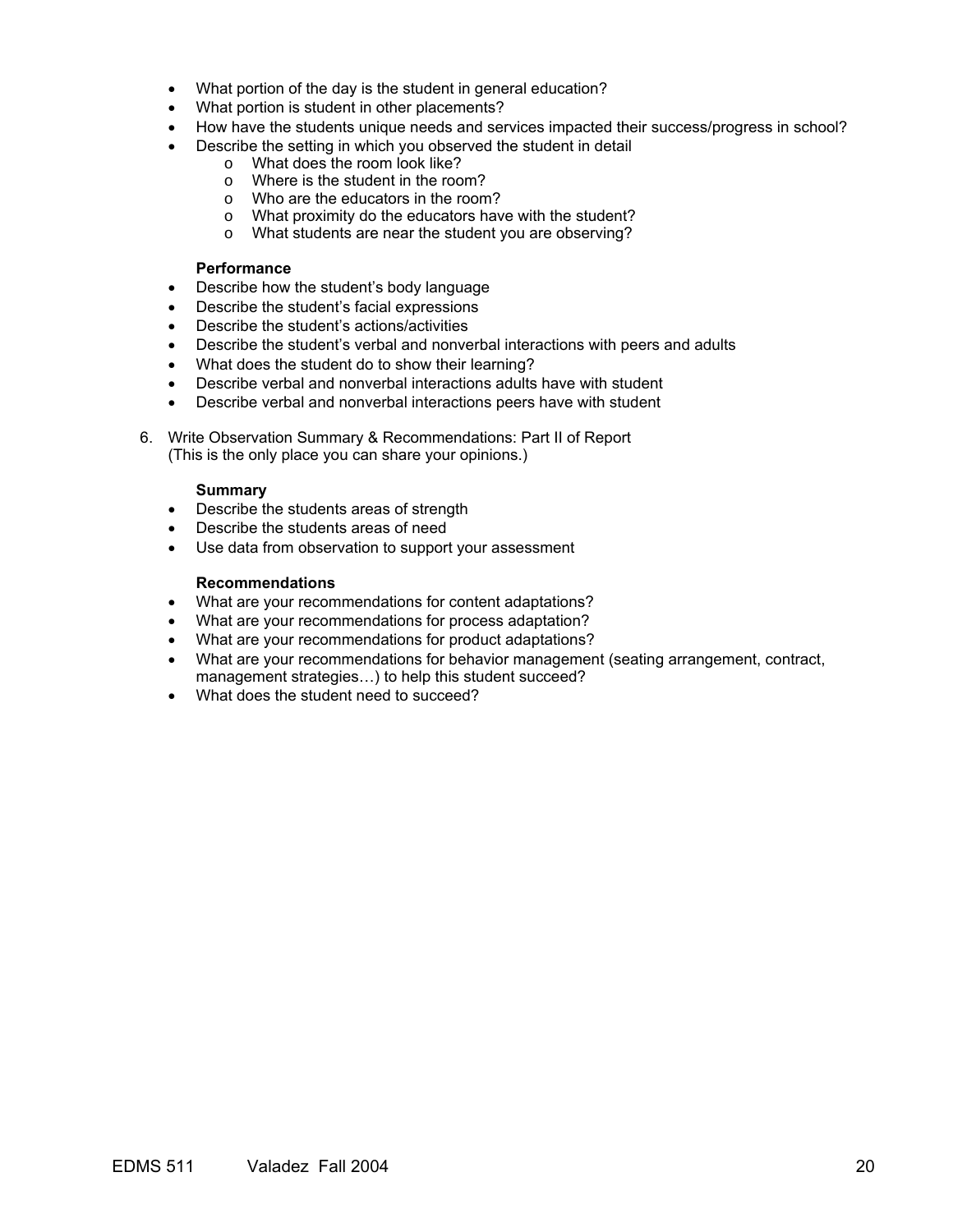- What portion of the day is the student in general education?
- What portion is student in other placements?
- How have the students unique needs and services impacted their success/progress in school?
- Describe the setting in which you observed the student in detail
    - What does the room look like?
    - Where is the student in the room?
    - Who are the educators in the room?
    - What proximity do the educators have with the student?
    - What students are near the student you are observing?

**Performance**

- Describe how the student's body language
- Describe the student's facial expressions
- Describe the student's actions/activities
- Describe the student's verbal and nonverbal interactions with peers and adults
- What does the student do to show their learning?
- Describe verbal and nonverbal interactions adults have with student
- Describe verbal and nonverbal interactions peers have with student

6. Write Observation Summary & Recommendations: Part II of Report
   (This is the only place you can share your opinions.)

**Summary**

- Describe the students areas of strength
- Describe the students areas of need
- Use data from observation to support your assessment

**Recommendations**

- What are your recommendations for content adaptations?
- What are your recommendations for process adaptation?
- What are your recommendations for product adaptations?
- What are your recommendations for behavior management (seating arrangement, contract, management strategies…) to help this student succeed?
- What does the student need to succeed?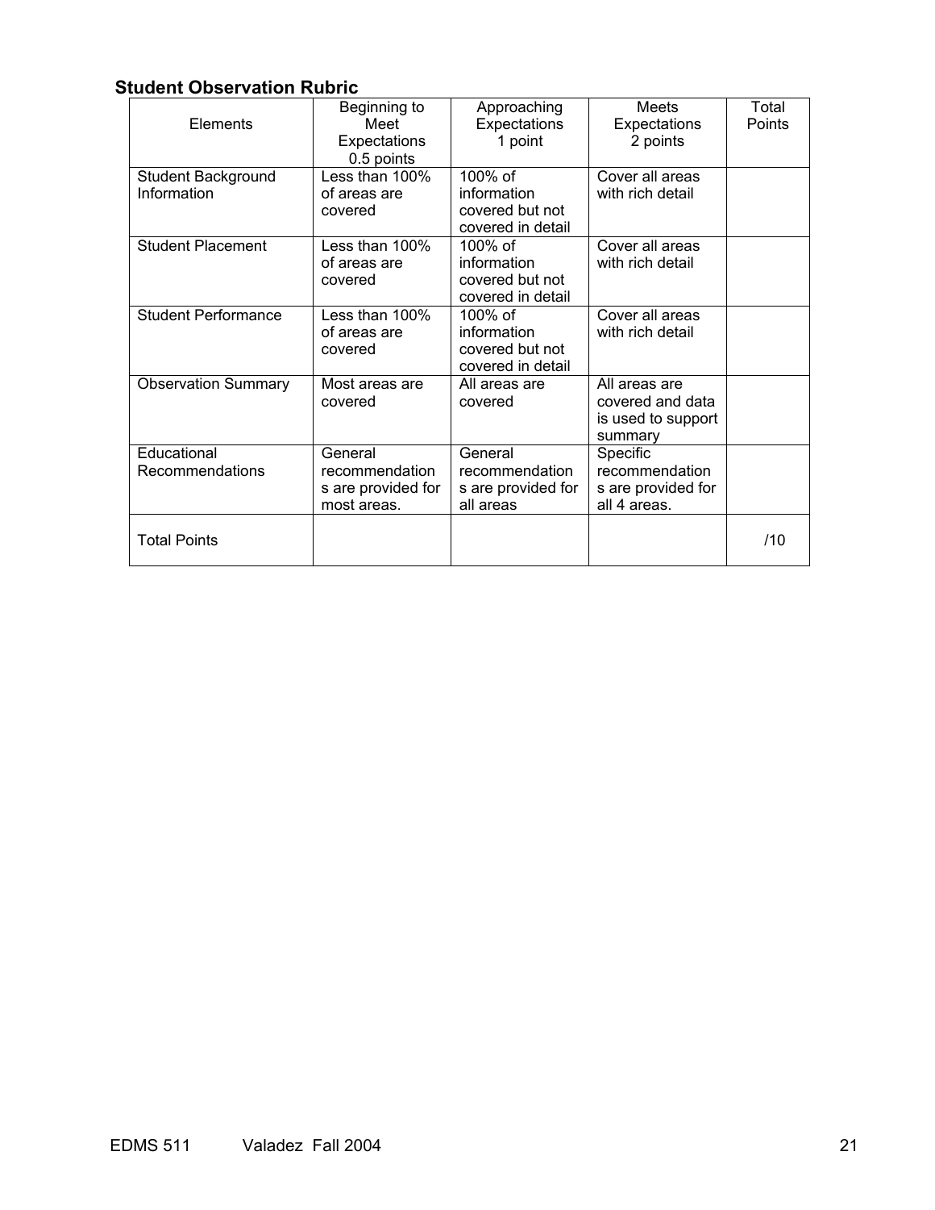**Student Observation Rubric**

| Elements | Beginning to Meet Expectations 0.5 points | Approaching Expectations 1 point | Meets Expectations 2 points | Total Points |
|---|---|---|---|---|
| Student Background Information | Less than 100% of areas are covered | 100% of information covered but not covered in detail | Cover all areas with rich detail | |
| Student Placement | Less than 100% of areas are covered | 100% of information covered but not covered in detail | Cover all areas with rich detail | |
| Student Performance | Less than 100% of areas are covered | 100% of information covered but not covered in detail | Cover all areas with rich detail | |
| Observation Summary | Most areas are covered | All areas are covered | All areas are covered and data is used to support summary | |
| Educational Recommendations | General recommendations are provided for most areas. | General recommendations are provided for all areas | Specific recommendations are provided for all 4 areas. | |
| Total Points | | | | /10 |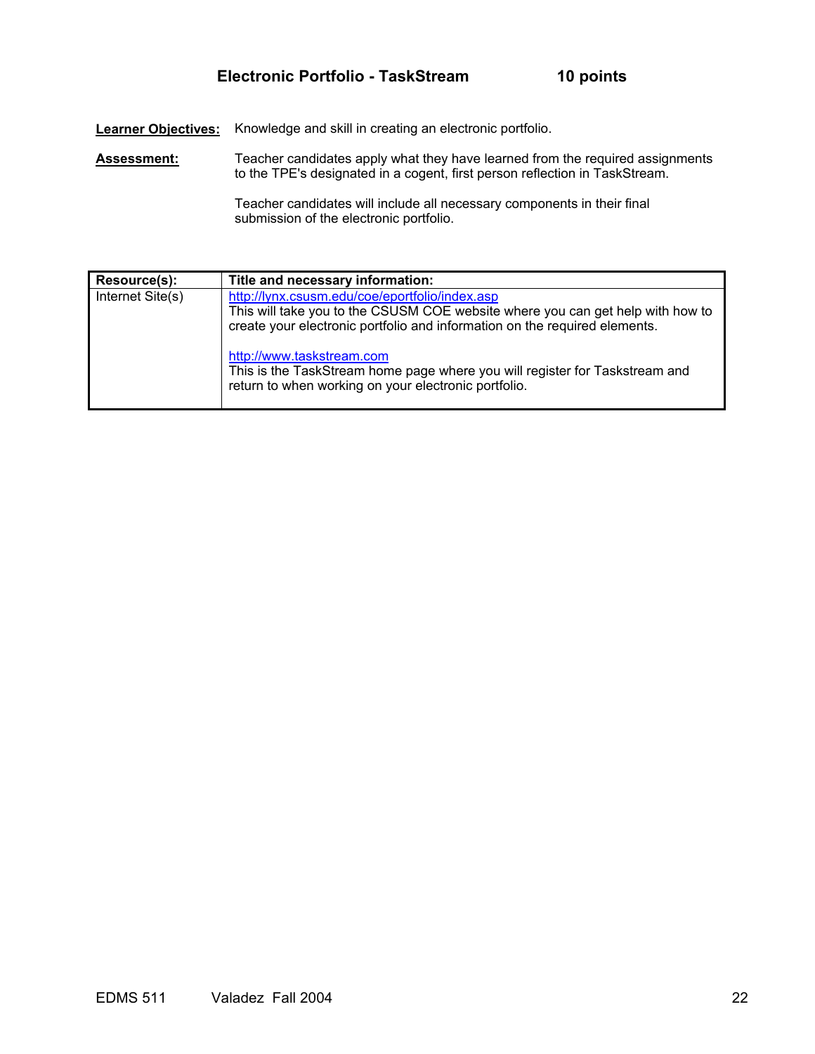## Electronic Portfolio - TaskStream 10 points

**Learner Objectives:** Knowledge and skill in creating an electronic portfolio.

**Assessment:** Teacher candidates apply what they have learned from the required assignments to the TPE's designated in a cogent, first person reflection in TaskStream.

Teacher candidates will include all necessary components in their final submission of the electronic portfolio.

| Resource(s): | Title and necessary information: |
|---|---|
| Internet Site(s) | http://lynx.csusm.edu/coe/eportfolio/index.asp<br>This will take you to the CSUSM COE website where you can get help with how to create your electronic portfolio and information on the required elements.<br><br>http://www.taskstream.com<br>This is the TaskStream home page where you will register for Taskstream and return to when working on your electronic portfolio. |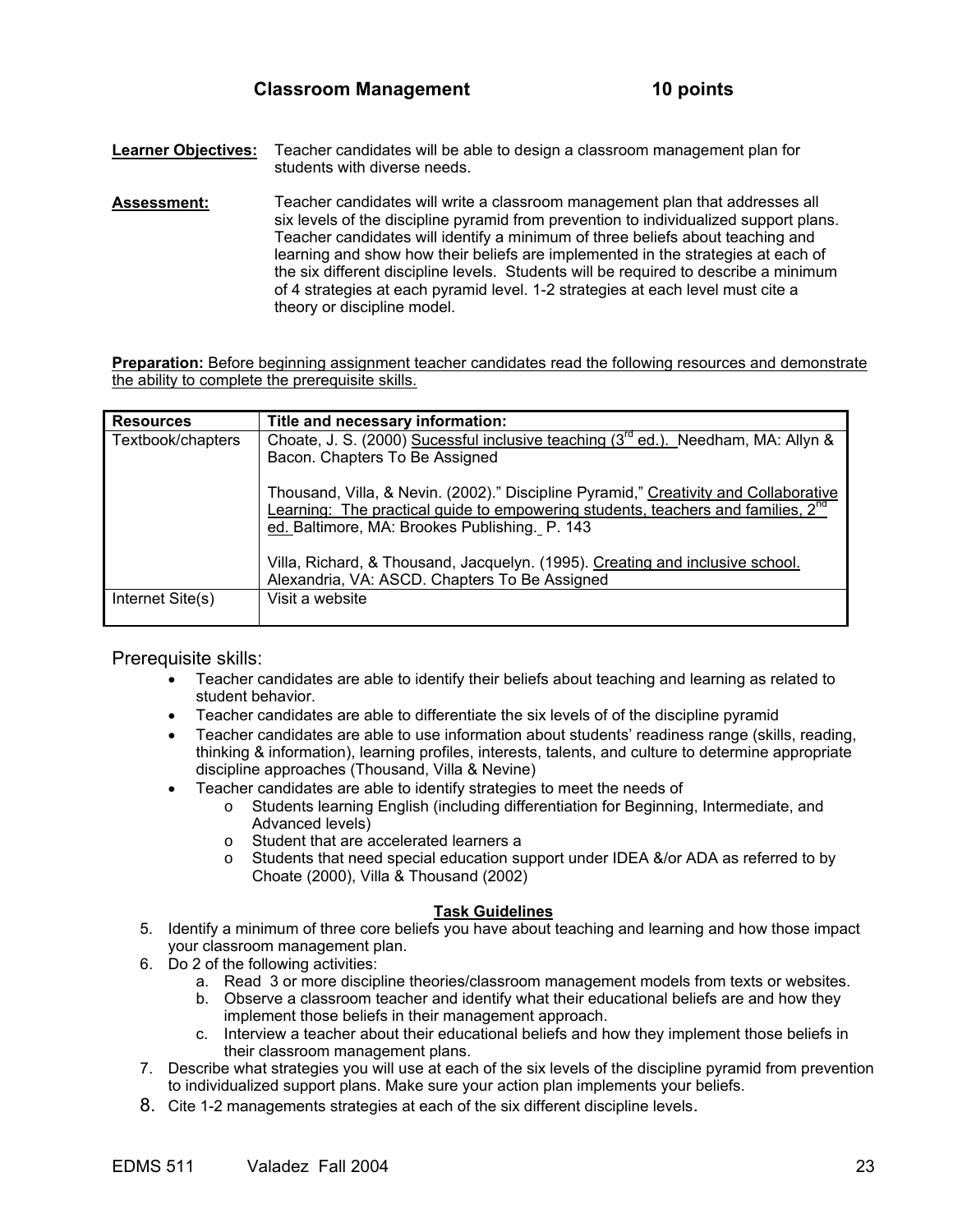## Classroom Management 10 points

**Learner Objectives:** Teacher candidates will be able to design a classroom management plan for students with diverse needs.

**Assessment:** Teacher candidates will write a classroom management plan that addresses all six levels of the discipline pyramid from prevention to individualized support plans. Teacher candidates will identify a minimum of three beliefs about teaching and learning and show how their beliefs are implemented in the strategies at each of the six different discipline levels. Students will be required to describe a minimum of 4 strategies at each pyramid level. 1-2 strategies at each level must cite a theory or discipline model.

**Preparation:** Before beginning assignment teacher candidates read the following resources and demonstrate the ability to complete the prerequisite skills.

| Resources | Title and necessary information: |
|---|---|
| Textbook/chapters | Choate, J. S. (2000) Sucessful inclusive teaching (3rd ed.). Needham, MA: Allyn & Bacon. Chapters To Be Assigned<br><br>Thousand, Villa, & Nevin. (2002)." Discipline Pyramid," Creativity and Collaborative Learning: The practical guide to empowering students, teachers and families, 2nd ed. Baltimore, MA: Brookes Publishing. P. 143<br><br>Villa, Richard, & Thousand, Jacquelyn. (1995). Creating and inclusive school. Alexandria, VA: ASCD. Chapters To Be Assigned |
| Internet Site(s) | Visit a website |

Prerequisite skills:

- Teacher candidates are able to identify their beliefs about teaching and learning as related to student behavior.
- Teacher candidates are able to differentiate the six levels of of the discipline pyramid
- Teacher candidates are able to use information about students' readiness range (skills, reading, thinking & information), learning profiles, interests, talents, and culture to determine appropriate discipline approaches (Thousand, Villa & Nevine)
- Teacher candidates are able to identify strategies to meet the needs of
  - Students learning English (including differentiation for Beginning, Intermediate, and Advanced levels)
  - Student that are accelerated learners a
  - Students that need special education support under IDEA &/or ADA as referred to by Choate (2000), Villa & Thousand (2002)

**Task Guidelines**

5. Identify a minimum of three core beliefs you have about teaching and learning and how those impact your classroom management plan.
6. Do 2 of the following activities:
   a. Read 3 or more discipline theories/classroom management models from texts or websites.
   b. Observe a classroom teacher and identify what their educational beliefs are and how they implement those beliefs in their management approach.
   c. Interview a teacher about their educational beliefs and how they implement those beliefs in their classroom management plans.
7. Describe what strategies you will use at each of the six levels of the discipline pyramid from prevention to individualized support plans. Make sure your action plan implements your beliefs.
8. Cite 1-2 managements strategies at each of the six different discipline levels.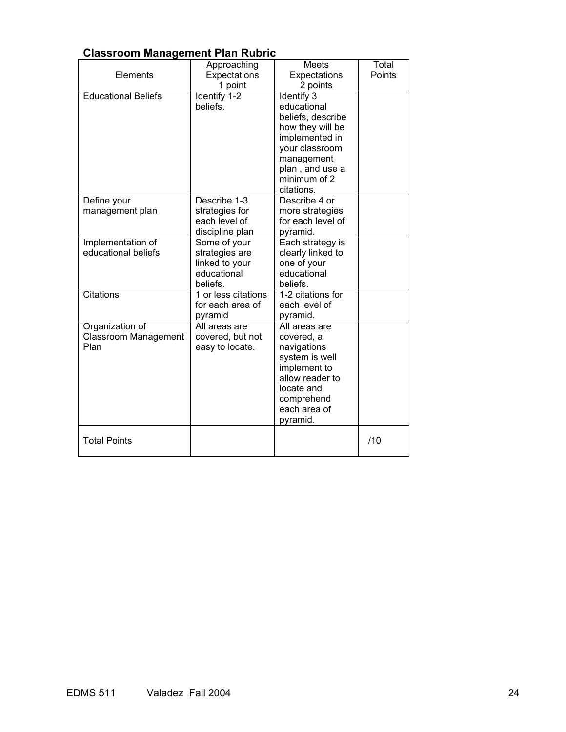### Classroom Management Plan Rubric

| Elements | Approaching Expectations 1 point | Meets Expectations 2 points | Total Points |
|---|---|---|---|
| Educational Beliefs | Identify 1-2 beliefs. | Identify 3 educational beliefs, describe how they will be implemented in your classroom management plan , and use a minimum of 2 citations. | |
| Define your management plan | Describe 1-3 strategies for each level of discipline plan | Describe 4 or more strategies for each level of pyramid. | |
| Implementation of educational beliefs | Some of your strategies are linked to your educational beliefs. | Each strategy is clearly linked to one of your educational beliefs. | |
| Citations | 1 or less citations for each area of pyramid | 1-2 citations for each level of pyramid. | |
| Organization of Classroom Management Plan | All areas are covered, but not easy to locate. | All areas are covered, a navigations system is well implement to allow reader to locate and comprehend each area of pyramid. | |
| Total Points | | | /10 |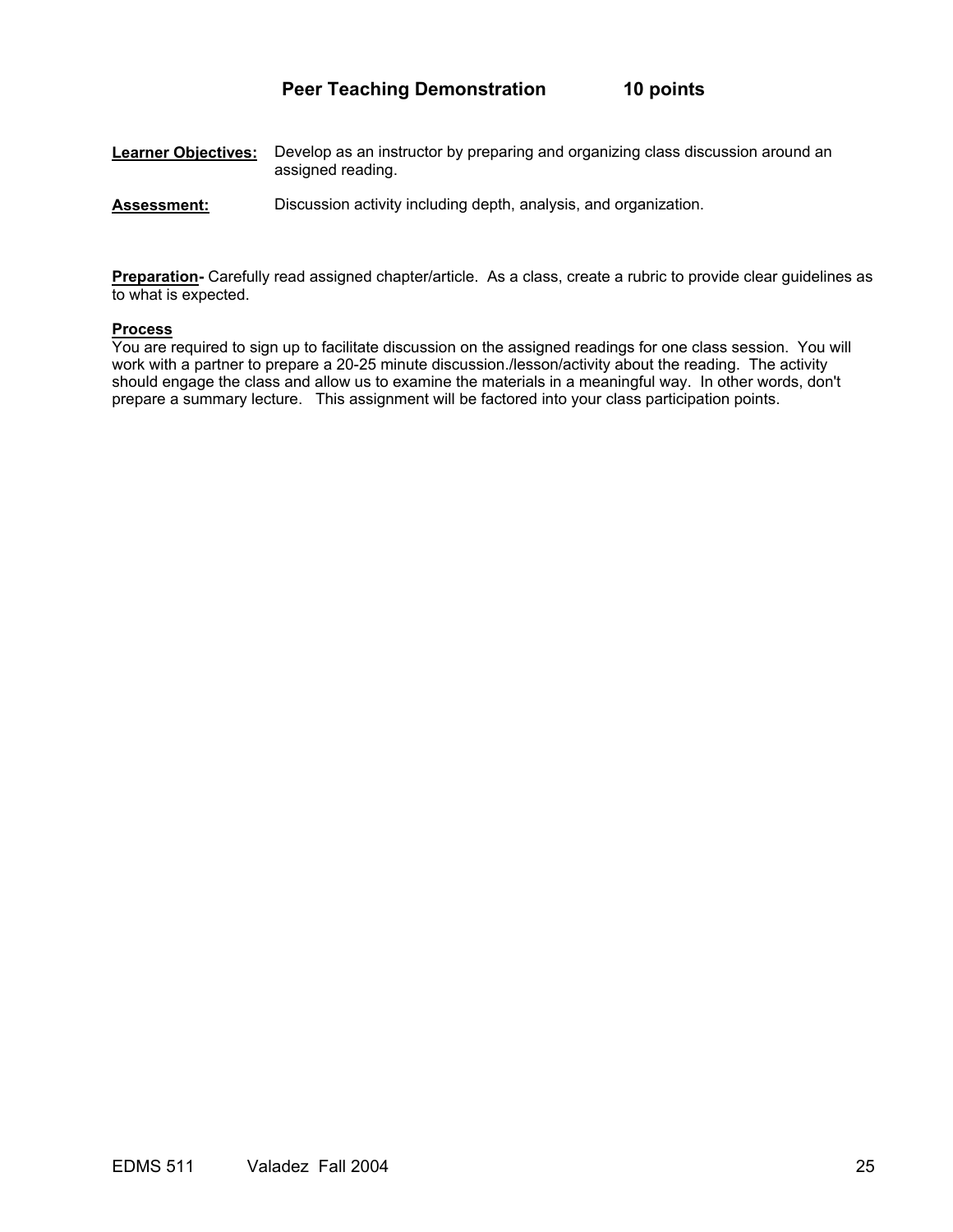## Peer Teaching Demonstration 10 points

**Learner Objectives:** Develop as an instructor by preparing and organizing class discussion around an assigned reading.

**Assessment:** Discussion activity including depth, analysis, and organization.

**Preparation-** Carefully read assigned chapter/article. As a class, create a rubric to provide clear guidelines as to what is expected.

**Process**

You are required to sign up to facilitate discussion on the assigned readings for one class session. You will work with a partner to prepare a 20-25 minute discussion./lesson/activity about the reading. The activity should engage the class and allow us to examine the materials in a meaningful way. In other words, don't prepare a summary lecture. This assignment will be factored into your class participation points.